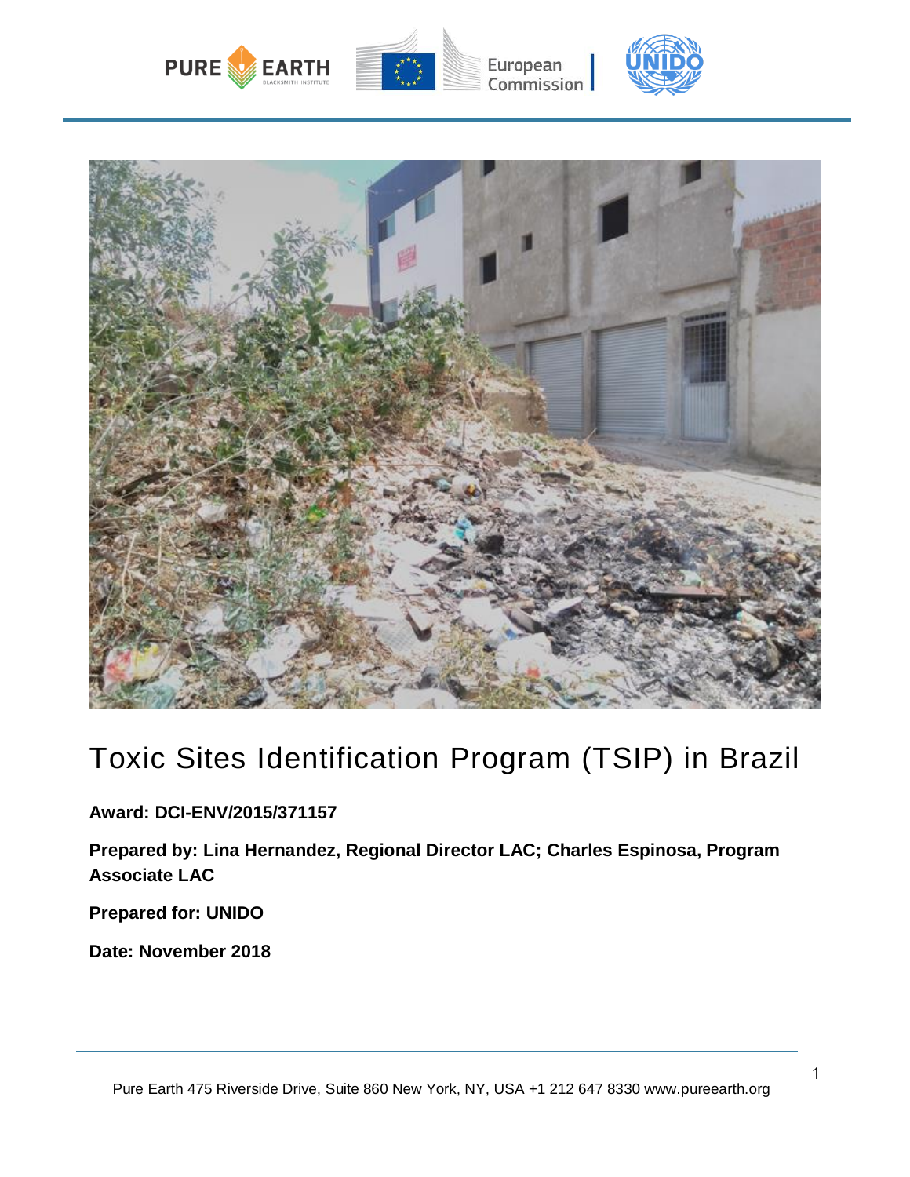# Toxic Sites Identification Program (TSIP) in Brazil

**Award: DCI-ENV/2015/371157**

**Prepared by: Lina Hernandez, Regional Director LAC; Charles Espinosa, Program Associate LAC**

**Prepared for: UNIDO**

**Date: November 2018**

Pure Earth 475 Riverside Drive, Suite 860 New York, NY, USA +1 212 647 8330 www.pureearth.org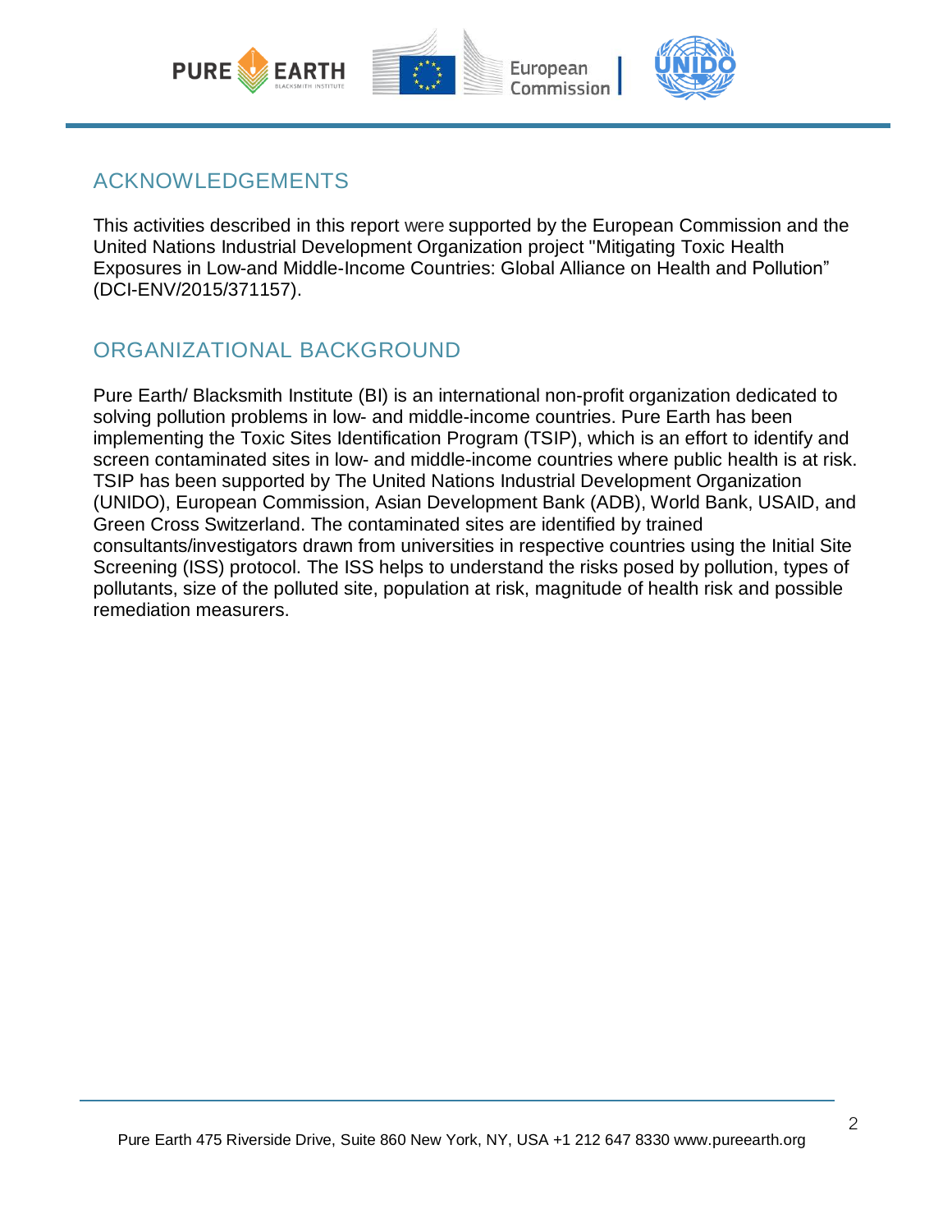## ACKNOWLEDGEMENTS

This activities described in this report were supported by the European Commission and the United Nations Industrial Development Organization project "Mitigating Toxic Health Exposures in Low-and Middle-Income Countries: Global Alliance on Health and Pollution" (DCI-ENV/2015/371157).

## ORGANIZATIONAL BACKGROUND

Pure Earth/ Blacksmith Institute (BI) is an international non-profit organization dedicated to solving pollution problems in low- and middle-income countries. Pure Earth has been implementing the Toxic Sites Identification Program (TSIP), which is an effort to identify and screen contaminated sites in low- and middle-income countries where public health is at risk. TSIP has been supported by The United Nations Industrial Development Organization (UNIDO), European Commission, Asian Development Bank (ADB), World Bank, USAID, and Green Cross Switzerland. The contaminated sites are identified by trained consultants/investigators drawn from universities in respective countries using the Initial Site Screening (ISS) protocol. The ISS helps to understand the risks posed by pollution, types of pollutants, size of the polluted site, population at risk, magnitude of health risk and possible remediation measurers.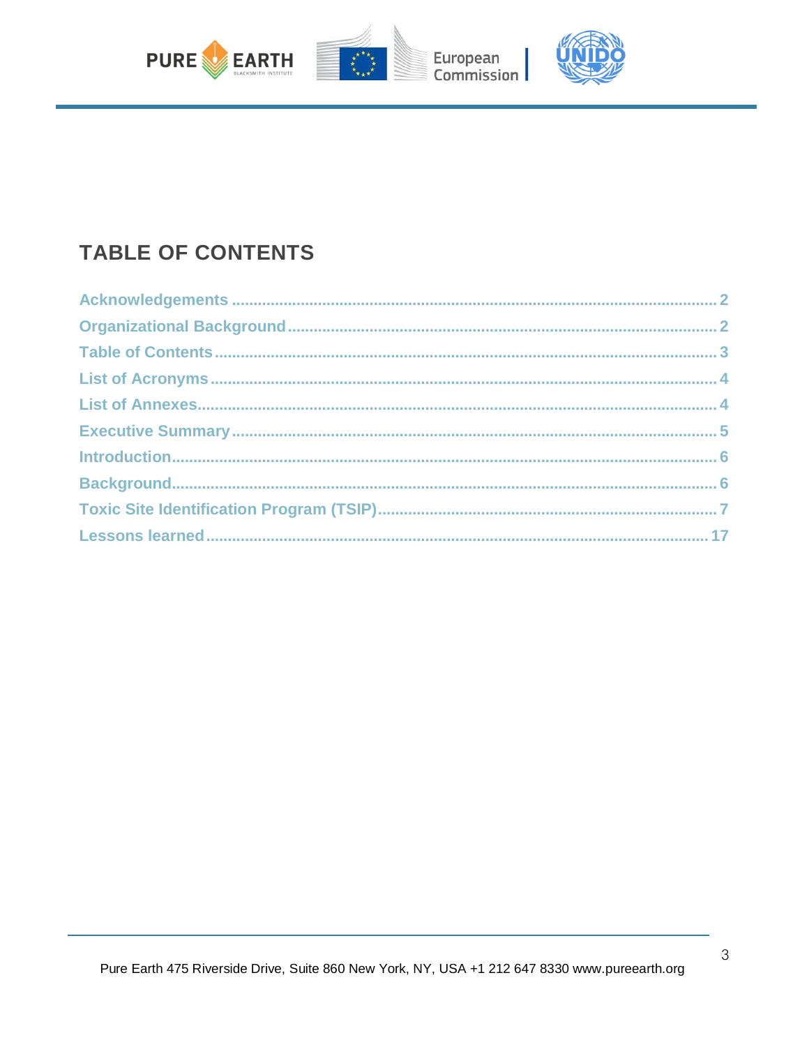# TABLE OF CONTENTS

Acknowledgements ............................................................ 2
Organizational Background ............................................................ 2
Table of Contents ............................................................ 3
List of Acronyms ............................................................ 4
List of Annexes ............................................................ 4
Executive Summary ............................................................ 5
Introduction ............................................................ 6
Background ............................................................ 6
Toxic Site Identification Program (TSIP) ............................................................ 7
Lessons learned ............................................................ 17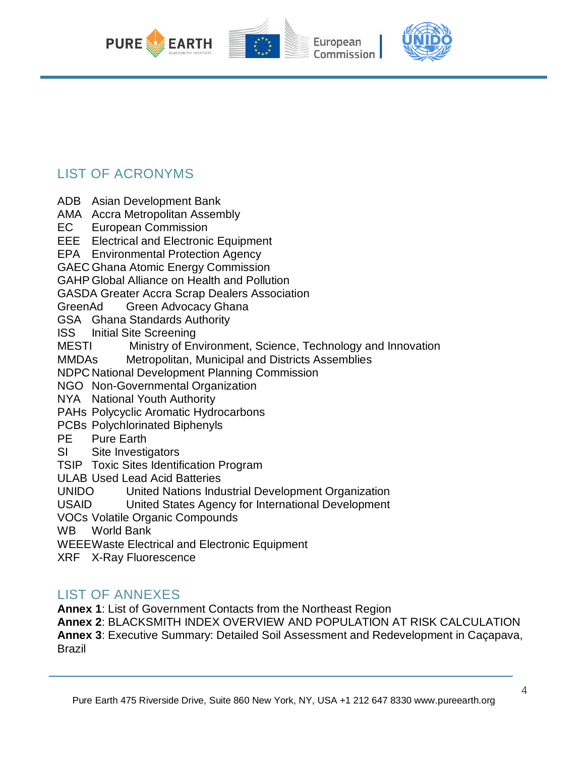## LIST OF ACRONYMS

ADB Asian Development Bank
AMA Accra Metropolitan Assembly
EC European Commission
EEE Electrical and Electronic Equipment
EPA Environmental Protection Agency
GAEC Ghana Atomic Energy Commission
GAHP Global Alliance on Health and Pollution
GASDA Greater Accra Scrap Dealers Association
GreenAd Green Advocacy Ghana
GSA Ghana Standards Authority
ISS Initial Site Screening
MESTI Ministry of Environment, Science, Technology and Innovation
MMDAs Metropolitan, Municipal and Districts Assemblies
NDPC National Development Planning Commission
NGO Non-Governmental Organization
NYA National Youth Authority
PAHs Polycyclic Aromatic Hydrocarbons
PCBs Polychlorinated Biphenyls
PE Pure Earth
SI Site Investigators
TSIP Toxic Sites Identification Program
ULAB Used Lead Acid Batteries
UNIDO United Nations Industrial Development Organization
USAID United States Agency for International Development
VOCs Volatile Organic Compounds
WB World Bank
WEEE Waste Electrical and Electronic Equipment
XRF X-Ray Fluorescence

## LIST OF ANNEXES

**Annex 1**: List of Government Contacts from the Northeast Region
**Annex 2**: BLACKSMITH INDEX OVERVIEW AND POPULATION AT RISK CALCULATION
**Annex 3**: Executive Summary: Detailed Soil Assessment and Redevelopment in Caçapava, Brazil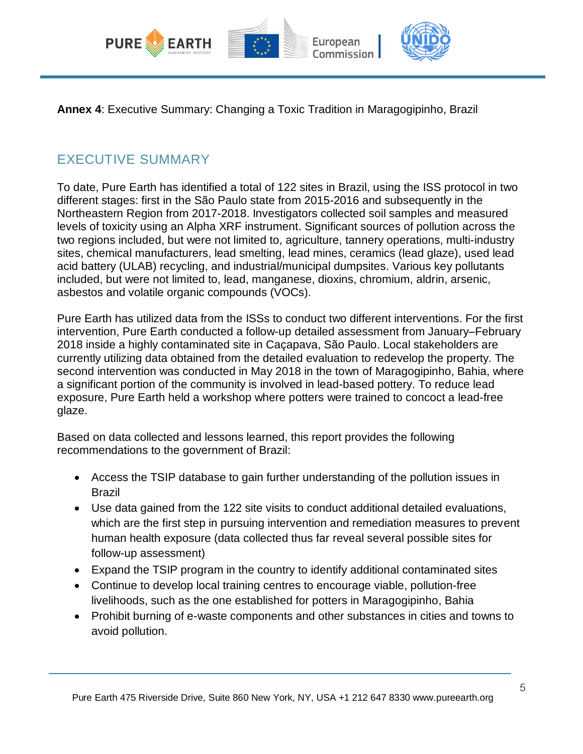**Annex 4**: Executive Summary: Changing a Toxic Tradition in Maragogipinho, Brazil

## EXECUTIVE SUMMARY

To date, Pure Earth has identified a total of 122 sites in Brazil, using the ISS protocol in two different stages: first in the São Paulo state from 2015-2016 and subsequently in the Northeastern Region from 2017-2018. Investigators collected soil samples and measured levels of toxicity using an Alpha XRF instrument. Significant sources of pollution across the two regions included, but were not limited to, agriculture, tannery operations, multi-industry sites, chemical manufacturers, lead smelting, lead mines, ceramics (lead glaze), used lead acid battery (ULAB) recycling, and industrial/municipal dumpsites. Various key pollutants included, but were not limited to, lead, manganese, dioxins, chromium, aldrin, arsenic, asbestos and volatile organic compounds (VOCs).

Pure Earth has utilized data from the ISSs to conduct two different interventions. For the first intervention, Pure Earth conducted a follow-up detailed assessment from January–February 2018 inside a highly contaminated site in Caçapava, São Paulo. Local stakeholders are currently utilizing data obtained from the detailed evaluation to redevelop the property. The second intervention was conducted in May 2018 in the town of Maragogipinho, Bahia, where a significant portion of the community is involved in lead-based pottery. To reduce lead exposure, Pure Earth held a workshop where potters were trained to concoct a lead-free glaze.

Based on data collected and lessons learned, this report provides the following recommendations to the government of Brazil:

- Access the TSIP database to gain further understanding of the pollution issues in Brazil
- Use data gained from the 122 site visits to conduct additional detailed evaluations, which are the first step in pursuing intervention and remediation measures to prevent human health exposure (data collected thus far reveal several possible sites for follow-up assessment)
- Expand the TSIP program in the country to identify additional contaminated sites
- Continue to develop local training centres to encourage viable, pollution-free livelihoods, such as the one established for potters in Maragogipinho, Bahia
- Prohibit burning of e-waste components and other substances in cities and towns to avoid pollution.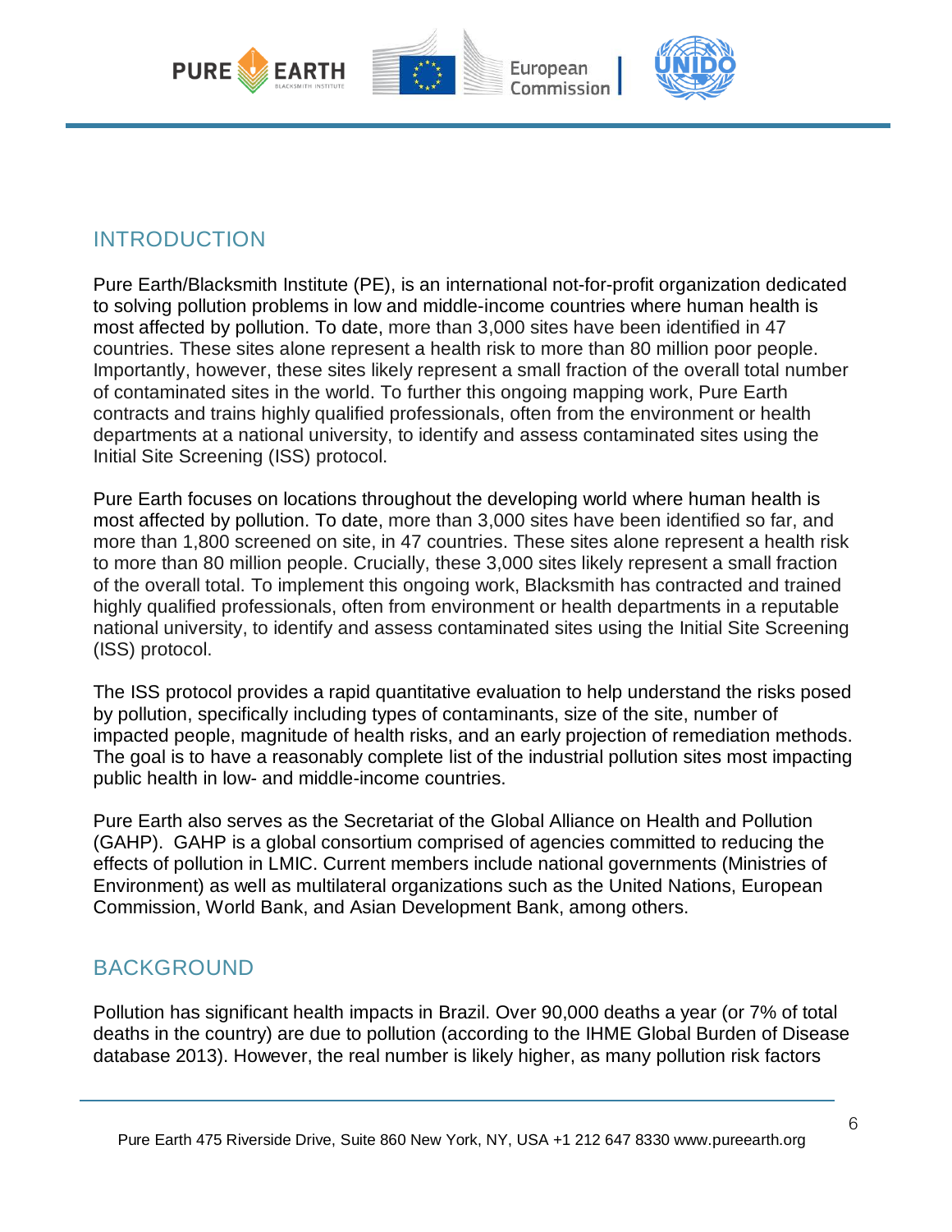## INTRODUCTION

Pure Earth/Blacksmith Institute (PE), is an international not-for-profit organization dedicated to solving pollution problems in low and middle-income countries where human health is most affected by pollution. To date, more than 3,000 sites have been identified in 47 countries. These sites alone represent a health risk to more than 80 million poor people. Importantly, however, these sites likely represent a small fraction of the overall total number of contaminated sites in the world. To further this ongoing mapping work, Pure Earth contracts and trains highly qualified professionals, often from the environment or health departments at a national university, to identify and assess contaminated sites using the Initial Site Screening (ISS) protocol.

Pure Earth focuses on locations throughout the developing world where human health is most affected by pollution. To date, more than 3,000 sites have been identified so far, and more than 1,800 screened on site, in 47 countries. These sites alone represent a health risk to more than 80 million people. Crucially, these 3,000 sites likely represent a small fraction of the overall total. To implement this ongoing work, Blacksmith has contracted and trained highly qualified professionals, often from environment or health departments in a reputable national university, to identify and assess contaminated sites using the Initial Site Screening (ISS) protocol.

The ISS protocol provides a rapid quantitative evaluation to help understand the risks posed by pollution, specifically including types of contaminants, size of the site, number of impacted people, magnitude of health risks, and an early projection of remediation methods. The goal is to have a reasonably complete list of the industrial pollution sites most impacting public health in low- and middle-income countries.

Pure Earth also serves as the Secretariat of the Global Alliance on Health and Pollution (GAHP). GAHP is a global consortium comprised of agencies committed to reducing the effects of pollution in LMIC. Current members include national governments (Ministries of Environment) as well as multilateral organizations such as the United Nations, European Commission, World Bank, and Asian Development Bank, among others.

## BACKGROUND

Pollution has significant health impacts in Brazil. Over 90,000 deaths a year (or 7% of total deaths in the country) are due to pollution (according to the IHME Global Burden of Disease database 2013). However, the real number is likely higher, as many pollution risk factors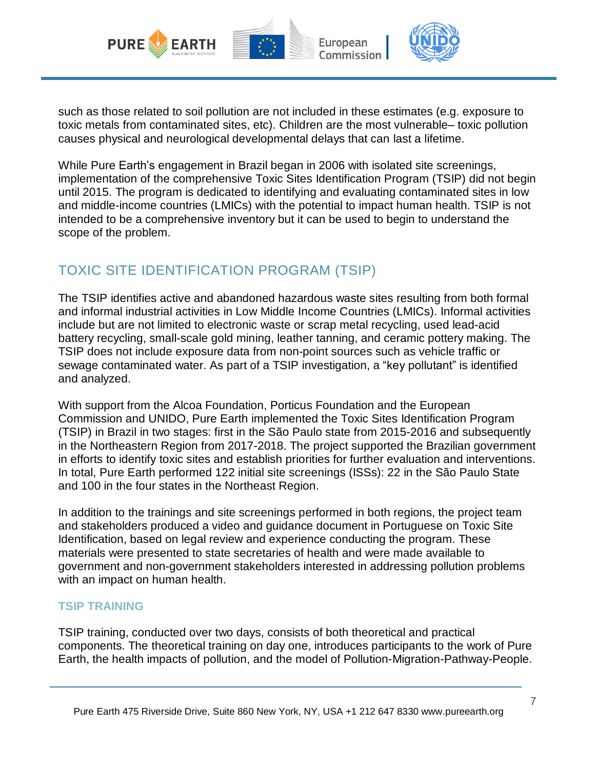such as those related to soil pollution are not included in these estimates (e.g. exposure to toxic metals from contaminated sites, etc). Children are the most vulnerable– toxic pollution causes physical and neurological developmental delays that can last a lifetime.

While Pure Earth's engagement in Brazil began in 2006 with isolated site screenings, implementation of the comprehensive Toxic Sites Identification Program (TSIP) did not begin until 2015. The program is dedicated to identifying and evaluating contaminated sites in low and middle-income countries (LMICs) with the potential to impact human health. TSIP is not intended to be a comprehensive inventory but it can be used to begin to understand the scope of the problem.

## TOXIC SITE IDENTIFICATION PROGRAM (TSIP)

The TSIP identifies active and abandoned hazardous waste sites resulting from both formal and informal industrial activities in Low Middle Income Countries (LMICs). Informal activities include but are not limited to electronic waste or scrap metal recycling, used lead-acid battery recycling, small-scale gold mining, leather tanning, and ceramic pottery making. The TSIP does not include exposure data from non-point sources such as vehicle traffic or sewage contaminated water. As part of a TSIP investigation, a "key pollutant" is identified and analyzed.

With support from the Alcoa Foundation, Porticus Foundation and the European Commission and UNIDO, Pure Earth implemented the Toxic Sites Identification Program (TSIP) in Brazil in two stages: first in the São Paulo state from 2015-2016 and subsequently in the Northeastern Region from 2017-2018. The project supported the Brazilian government in efforts to identify toxic sites and establish priorities for further evaluation and interventions. In total, Pure Earth performed 122 initial site screenings (ISSs): 22 in the São Paulo State and 100 in the four states in the Northeast Region.

In addition to the trainings and site screenings performed in both regions, the project team and stakeholders produced a video and guidance document in Portuguese on Toxic Site Identification, based on legal review and experience conducting the program. These materials were presented to state secretaries of health and were made available to government and non-government stakeholders interested in addressing pollution problems with an impact on human health.

### TSIP TRAINING

TSIP training, conducted over two days, consists of both theoretical and practical components. The theoretical training on day one, introduces participants to the work of Pure Earth, the health impacts of pollution, and the model of Pollution-Migration-Pathway-People.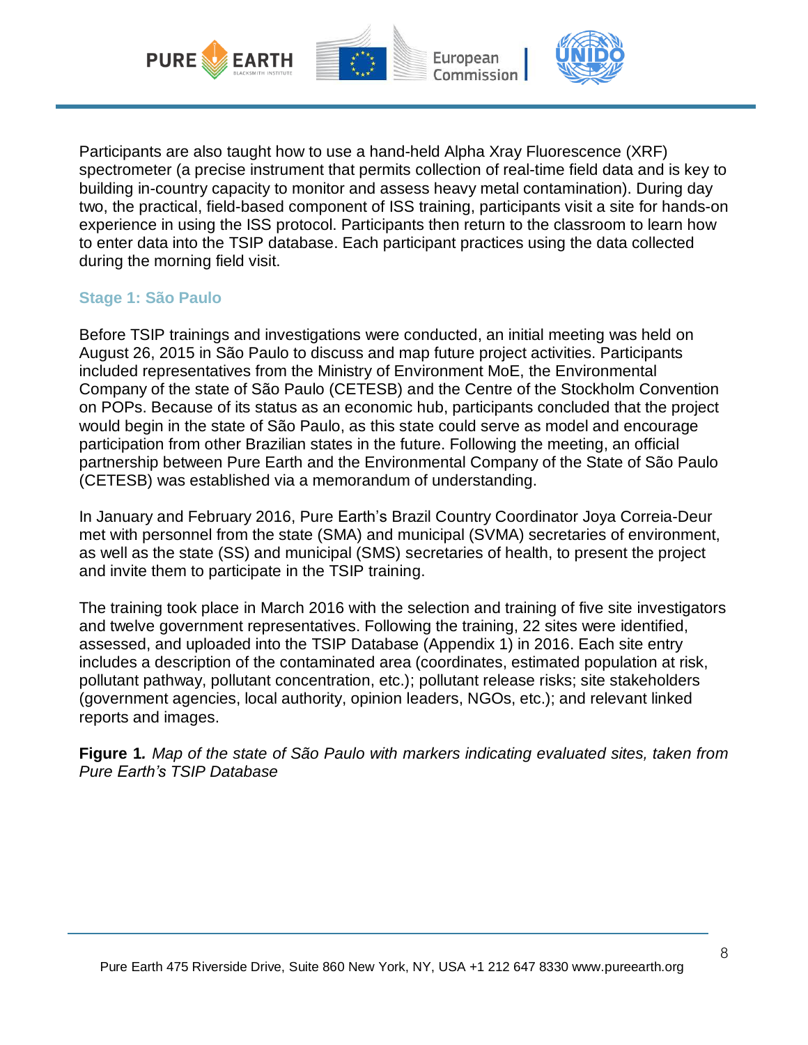Participants are also taught how to use a hand-held Alpha Xray Fluorescence (XRF) spectrometer (a precise instrument that permits collection of real-time field data and is key to building in-country capacity to monitor and assess heavy metal contamination). During day two, the practical, field-based component of ISS training, participants visit a site for hands-on experience in using the ISS protocol. Participants then return to the classroom to learn how to enter data into the TSIP database. Each participant practices using the data collected during the morning field visit.

### Stage 1: São Paulo

Before TSIP trainings and investigations were conducted, an initial meeting was held on August 26, 2015 in São Paulo to discuss and map future project activities. Participants included representatives from the Ministry of Environment MoE, the Environmental Company of the state of São Paulo (CETESB) and the Centre of the Stockholm Convention on POPs. Because of its status as an economic hub, participants concluded that the project would begin in the state of São Paulo, as this state could serve as model and encourage participation from other Brazilian states in the future. Following the meeting, an official partnership between Pure Earth and the Environmental Company of the State of São Paulo (CETESB) was established via a memorandum of understanding.

In January and February 2016, Pure Earth's Brazil Country Coordinator Joya Correia-Deur met with personnel from the state (SMA) and municipal (SVMA) secretaries of environment, as well as the state (SS) and municipal (SMS) secretaries of health, to present the project and invite them to participate in the TSIP training.

The training took place in March 2016 with the selection and training of five site investigators and twelve government representatives. Following the training, 22 sites were identified, assessed, and uploaded into the TSIP Database (Appendix 1) in 2016. Each site entry includes a description of the contaminated area (coordinates, estimated population at risk, pollutant pathway, pollutant concentration, etc.); pollutant release risks; site stakeholders (government agencies, local authority, opinion leaders, NGOs, etc.); and relevant linked reports and images.

**Figure 1.** *Map of the state of São Paulo with markers indicating evaluated sites, taken from Pure Earth's TSIP Database*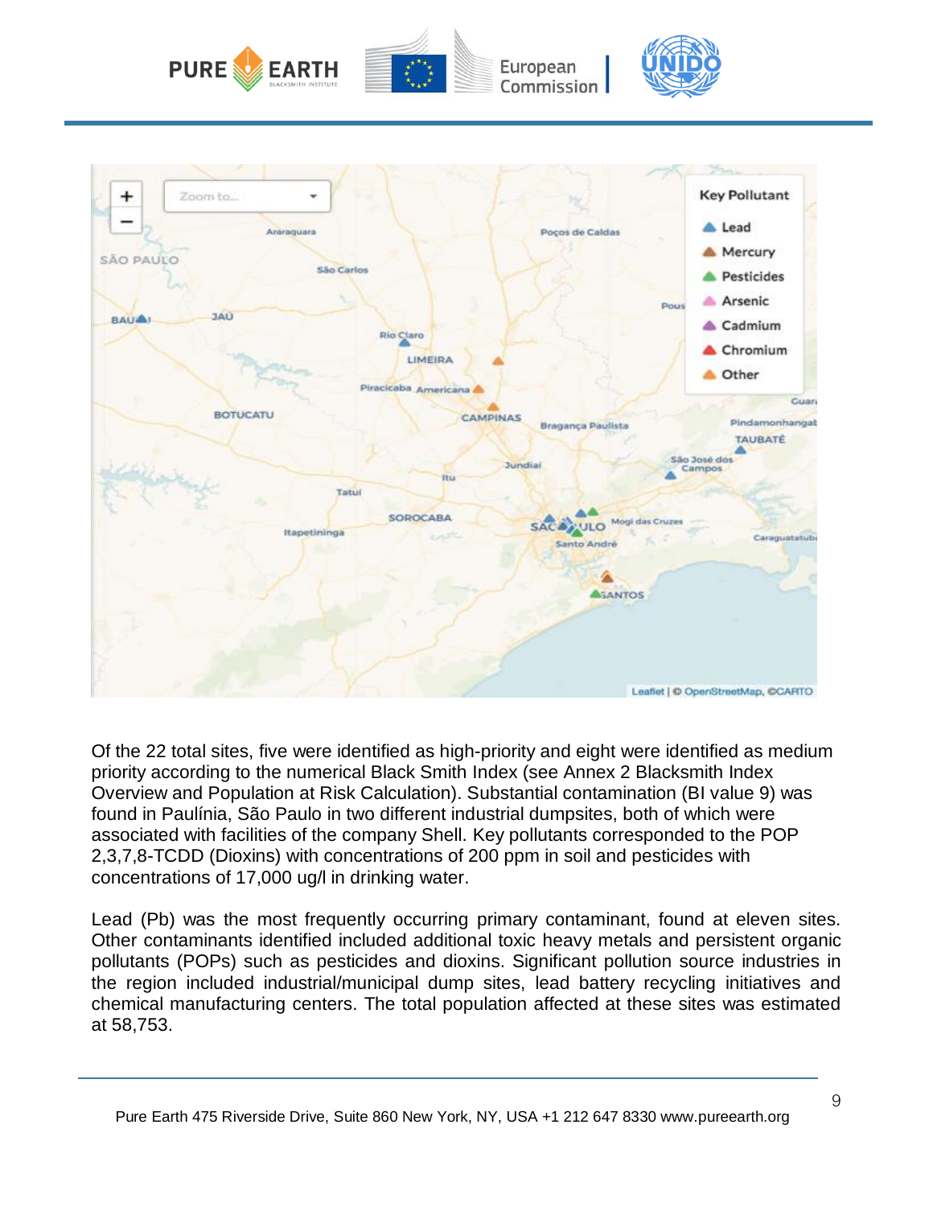Of the 22 total sites, five were identified as high-priority and eight were identified as medium priority according to the numerical Black Smith Index (see Annex 2 Blacksmith Index Overview and Population at Risk Calculation). Substantial contamination (BI value 9) was found in Paulínia, São Paulo in two different industrial dumpsites, both of which were associated with facilities of the company Shell. Key pollutants corresponded to the POP 2,3,7,8-TCDD (Dioxins) with concentrations of 200 ppm in soil and pesticides with concentrations of 17,000 ug/l in drinking water.

Lead (Pb) was the most frequently occurring primary contaminant, found at eleven sites. Other contaminants identified included additional toxic heavy metals and persistent organic pollutants (POPs) such as pesticides and dioxins. Significant pollution source industries in the region included industrial/municipal dump sites, lead battery recycling initiatives and chemical manufacturing centers. The total population affected at these sites was estimated at 58,753.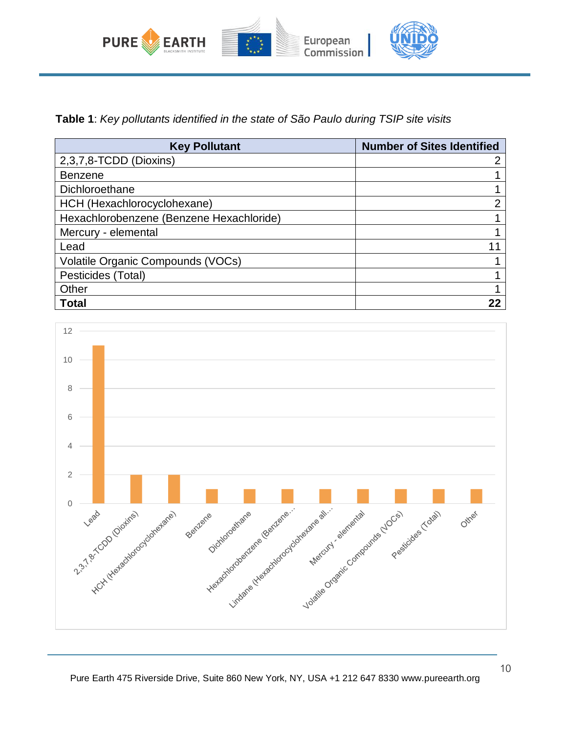**Table 1**: *Key pollutants identified in the state of São Paulo during TSIP site visits*

| Key Pollutant | Number of Sites Identified |
|---|---|
| 2,3,7,8-TCDD (Dioxins) | 2 |
| Benzene | 1 |
| Dichloroethane | 1 |
| HCH (Hexachlorocyclohexane) | 2 |
| Hexachlorobenzene (Benzene Hexachloride) | 1 |
| Mercury - elemental | 1 |
| Lead | 11 |
| Volatile Organic Compounds (VOCs) | 1 |
| Pesticides (Total) | 1 |
| Other | 1 |
| **Total** | **22** |

| Pollutant | Number of Sites |
|---|---|
| Lead | 11 |
| 2,3,7,8-TCDD (Dioxins) | 2 |
| HCH (Hexachlorocyclohexane) | 2 |
| Benzene | 1 |
| Dichloroethane | 1 |
| Hexachlorobenzene (Benzene… | 1 |
| Lindane (Hexachlorocyclohexane all… | 1 |
| Mercury - elemental | 1 |
| Volatile Organic Compounds (VOCs) | 1 |
| Pesticides (Total) | 1 |
| Other | 1 |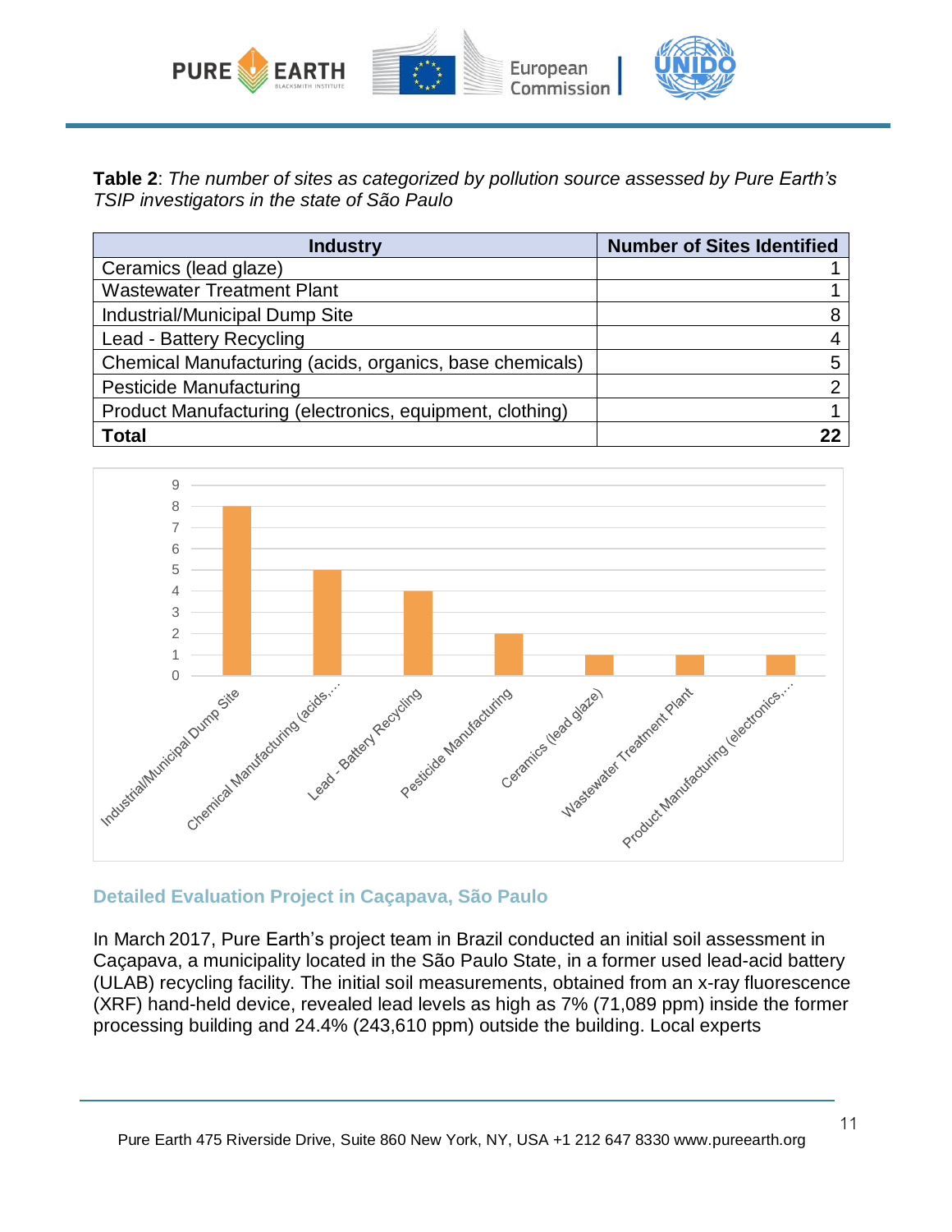**Table 2**: *The number of sites as categorized by pollution source assessed by Pure Earth's TSIP investigators in the state of São Paulo*

| Industry | Number of Sites Identified |
|---|---|
| Ceramics (lead glaze) | 1 |
| Wastewater Treatment Plant | 1 |
| Industrial/Municipal Dump Site | 8 |
| Lead - Battery Recycling | 4 |
| Chemical Manufacturing (acids, organics, base chemicals) | 5 |
| Pesticide Manufacturing | 2 |
| Product Manufacturing (electronics, equipment, clothing) | 1 |
| **Total** | **22** |

### Detailed Evaluation Project in Caçapava, São Paulo

In March 2017, Pure Earth's project team in Brazil conducted an initial soil assessment in Caçapava, a municipality located in the São Paulo State, in a former used lead-acid battery (ULAB) recycling facility. The initial soil measurements, obtained from an x-ray fluorescence (XRF) hand-held device, revealed lead levels as high as 7% (71,089 ppm) inside the former processing building and 24.4% (243,610 ppm) outside the building. Local experts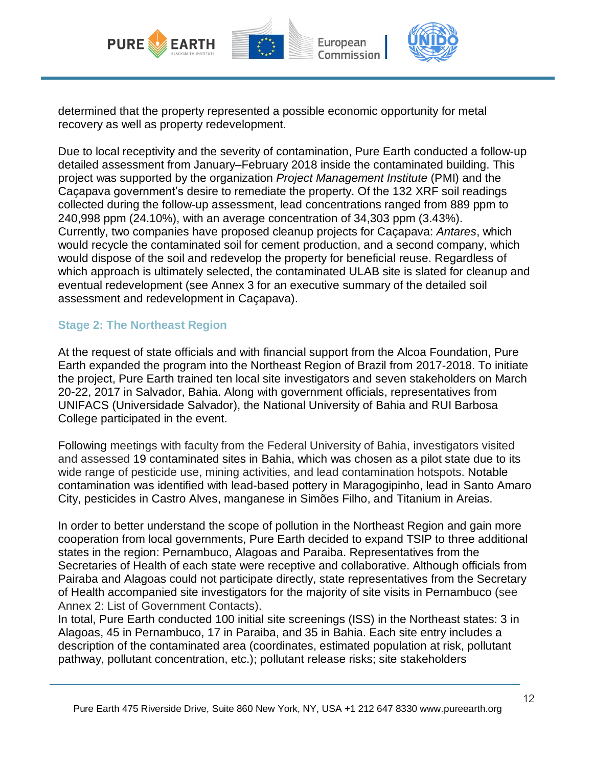determined that the property represented a possible economic opportunity for metal recovery as well as property redevelopment.

Due to local receptivity and the severity of contamination, Pure Earth conducted a follow-up detailed assessment from January–February 2018 inside the contaminated building. This project was supported by the organization *Project Management Institute* (PMI) and the Caçapava government's desire to remediate the property. Of the 132 XRF soil readings collected during the follow-up assessment, lead concentrations ranged from 889 ppm to 240,998 ppm (24.10%), with an average concentration of 34,303 ppm (3.43%). Currently, two companies have proposed cleanup projects for Caçapava: *Antares*, which would recycle the contaminated soil for cement production, and a second company, which would dispose of the soil and redevelop the property for beneficial reuse. Regardless of which approach is ultimately selected, the contaminated ULAB site is slated for cleanup and eventual redevelopment (see Annex 3 for an executive summary of the detailed soil assessment and redevelopment in Caçapava).

### Stage 2: The Northeast Region

At the request of state officials and with financial support from the Alcoa Foundation, Pure Earth expanded the program into the Northeast Region of Brazil from 2017-2018. To initiate the project, Pure Earth trained ten local site investigators and seven stakeholders on March 20-22, 2017 in Salvador, Bahia. Along with government officials, representatives from UNIFACS (Universidade Salvador), the National University of Bahia and RUI Barbosa College participated in the event.

Following meetings with faculty from the Federal University of Bahia, investigators visited and assessed 19 contaminated sites in Bahia, which was chosen as a pilot state due to its wide range of pesticide use, mining activities, and lead contamination hotspots. Notable contamination was identified with lead-based pottery in Maragogipinho, lead in Santo Amaro City, pesticides in Castro Alves, manganese in Simões Filho, and Titanium in Areias.

In order to better understand the scope of pollution in the Northeast Region and gain more cooperation from local governments, Pure Earth decided to expand TSIP to three additional states in the region: Pernambuco, Alagoas and Paraiba. Representatives from the Secretaries of Health of each state were receptive and collaborative. Although officials from Pairaba and Alagoas could not participate directly, state representatives from the Secretary of Health accompanied site investigators for the majority of site visits in Pernambuco (see Annex 2: List of Government Contacts).

In total, Pure Earth conducted 100 initial site screenings (ISS) in the Northeast states: 3 in Alagoas, 45 in Pernambuco, 17 in Paraiba, and 35 in Bahia. Each site entry includes a description of the contaminated area (coordinates, estimated population at risk, pollutant pathway, pollutant concentration, etc.); pollutant release risks; site stakeholders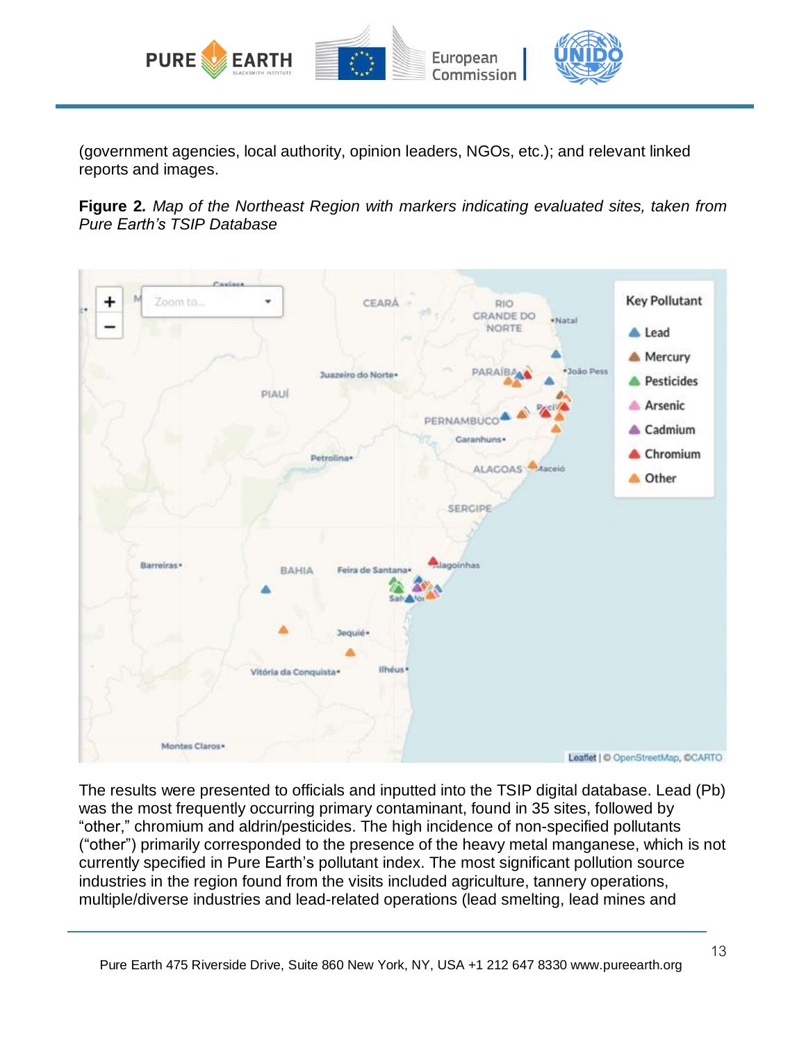(government agencies, local authority, opinion leaders, NGOs, etc.); and relevant linked reports and images.

**Figure 2.** *Map of the Northeast Region with markers indicating evaluated sites, taken from Pure Earth's TSIP Database*

The results were presented to officials and inputted into the TSIP digital database. Lead (Pb) was the most frequently occurring primary contaminant, found in 35 sites, followed by "other," chromium and aldrin/pesticides. The high incidence of non-specified pollutants ("other") primarily corresponded to the presence of the heavy metal manganese, which is not currently specified in Pure Earth's pollutant index. The most significant pollution source industries in the region found from the visits included agriculture, tannery operations, multiple/diverse industries and lead-related operations (lead smelting, lead mines and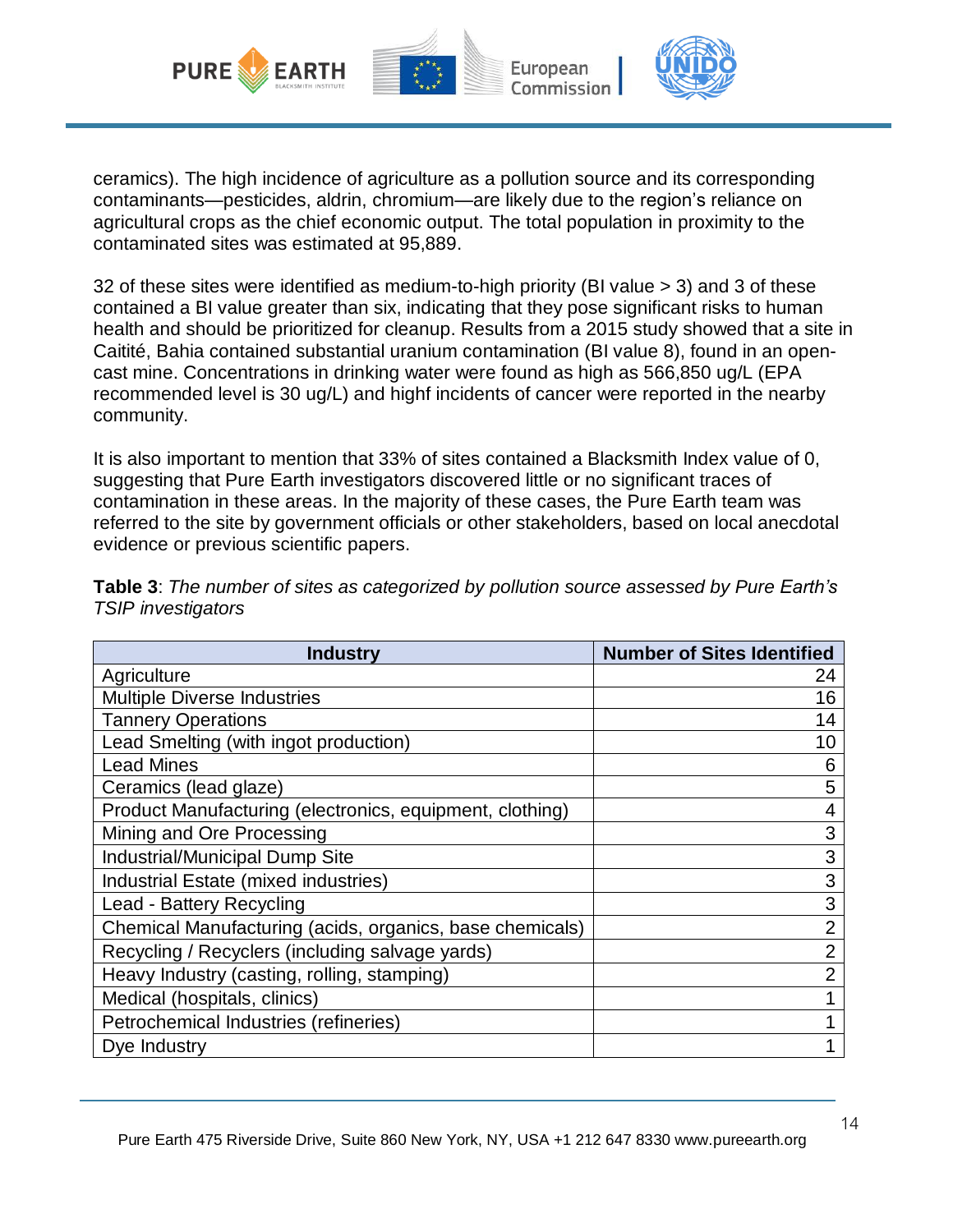ceramics). The high incidence of agriculture as a pollution source and its corresponding contaminants—pesticides, aldrin, chromium—are likely due to the region's reliance on agricultural crops as the chief economic output. The total population in proximity to the contaminated sites was estimated at 95,889.

32 of these sites were identified as medium-to-high priority (BI value > 3) and 3 of these contained a BI value greater than six, indicating that they pose significant risks to human health and should be prioritized for cleanup. Results from a 2015 study showed that a site in Caitité, Bahia contained substantial uranium contamination (BI value 8), found in an open-cast mine. Concentrations in drinking water were found as high as 566,850 ug/L (EPA recommended level is 30 ug/L) and highf incidents of cancer were reported in the nearby community.

It is also important to mention that 33% of sites contained a Blacksmith Index value of 0, suggesting that Pure Earth investigators discovered little or no significant traces of contamination in these areas. In the majority of these cases, the Pure Earth team was referred to the site by government officials or other stakeholders, based on local anecdotal evidence or previous scientific papers.

**Table 3**: *The number of sites as categorized by pollution source assessed by Pure Earth's TSIP investigators*

| Industry | Number of Sites Identified |
|---|---:|
| Agriculture | 24 |
| Multiple Diverse Industries | 16 |
| Tannery Operations | 14 |
| Lead Smelting (with ingot production) | 10 |
| Lead Mines | 6 |
| Ceramics (lead glaze) | 5 |
| Product Manufacturing (electronics, equipment, clothing) | 4 |
| Mining and Ore Processing | 3 |
| Industrial/Municipal Dump Site | 3 |
| Industrial Estate (mixed industries) | 3 |
| Lead - Battery Recycling | 3 |
| Chemical Manufacturing (acids, organics, base chemicals) | 2 |
| Recycling / Recyclers (including salvage yards) | 2 |
| Heavy Industry (casting, rolling, stamping) | 2 |
| Medical (hospitals, clinics) | 1 |
| Petrochemical Industries (refineries) | 1 |
| Dye Industry | 1 |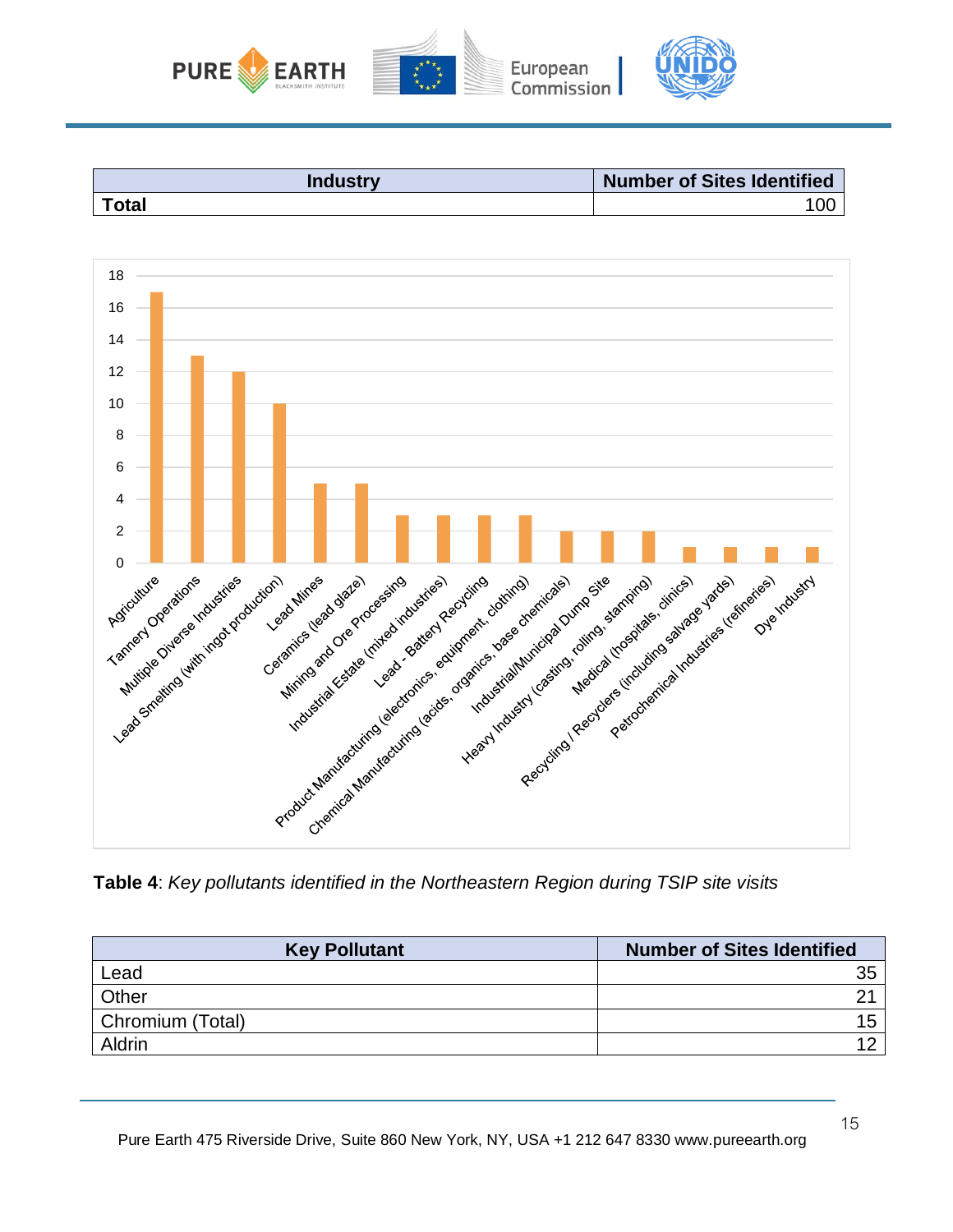| Industry | Number of Sites Identified |
|---|---|
| **Total** | 100 |

| Industry | Number of Sites |
|---|---|
| Agriculture | 17 |
| Tannery Operations | 13 |
| Multiple Diverse Industries | 12 |
| Lead Smelting (with ingot production) | 10 |
| Lead Mines | 5 |
| Ceramics (lead glaze) | 5 |
| Mining and Ore Processing | 3 |
| Industrial Estate (mixed industries) | 3 |
| Lead - Battery Recycling | 3 |
| Product Manufacturing (electronics, equipment, clothing) | 3 |
| Chemical Manufacturing (acids, organics, base chemicals) | 2 |
| Industrial/Municipal Dump Site | 2 |
| Heavy Industry (casting, rolling, stamping) | 2 |
| Medical (hospitals, clinics) | 1 |
| Recycling / Recyclers (including salvage yards) | 1 |
| Petrochemical Industries (refineries) | 1 |
| Dye Industry | 1 |

**Table 4**: *Key pollutants identified in the Northeastern Region during TSIP site visits*

| Key Pollutant | Number of Sites Identified |
|---|---|
| Lead | 35 |
| Other | 21 |
| Chromium (Total) | 15 |
| Aldrin | 12 |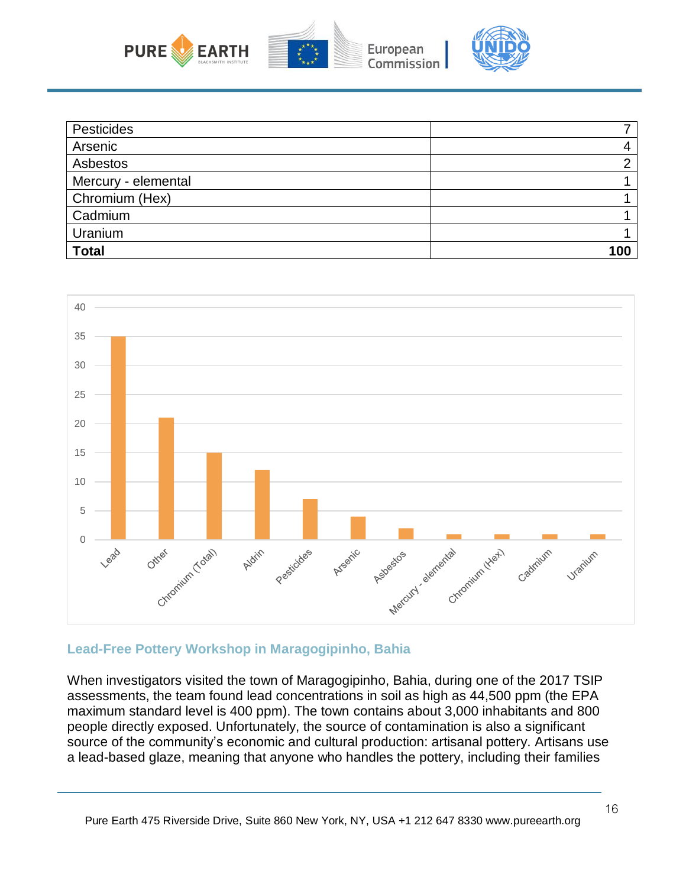| | |
|---|---|
| Pesticides | 7 |
| Arsenic | 4 |
| Asbestos | 2 |
| Mercury - elemental | 1 |
| Chromium (Hex) | 1 |
| Cadmium | 1 |
| Uranium | 1 |
| **Total** | **100** |

### Lead-Free Pottery Workshop in Maragogipinho, Bahia

When investigators visited the town of Maragogipinho, Bahia, during one of the 2017 TSIP assessments, the team found lead concentrations in soil as high as 44,500 ppm (the EPA maximum standard level is 400 ppm). The town contains about 3,000 inhabitants and 800 people directly exposed. Unfortunately, the source of contamination is also a significant source of the community's economic and cultural production: artisanal pottery. Artisans use a lead-based glaze, meaning that anyone who handles the pottery, including their families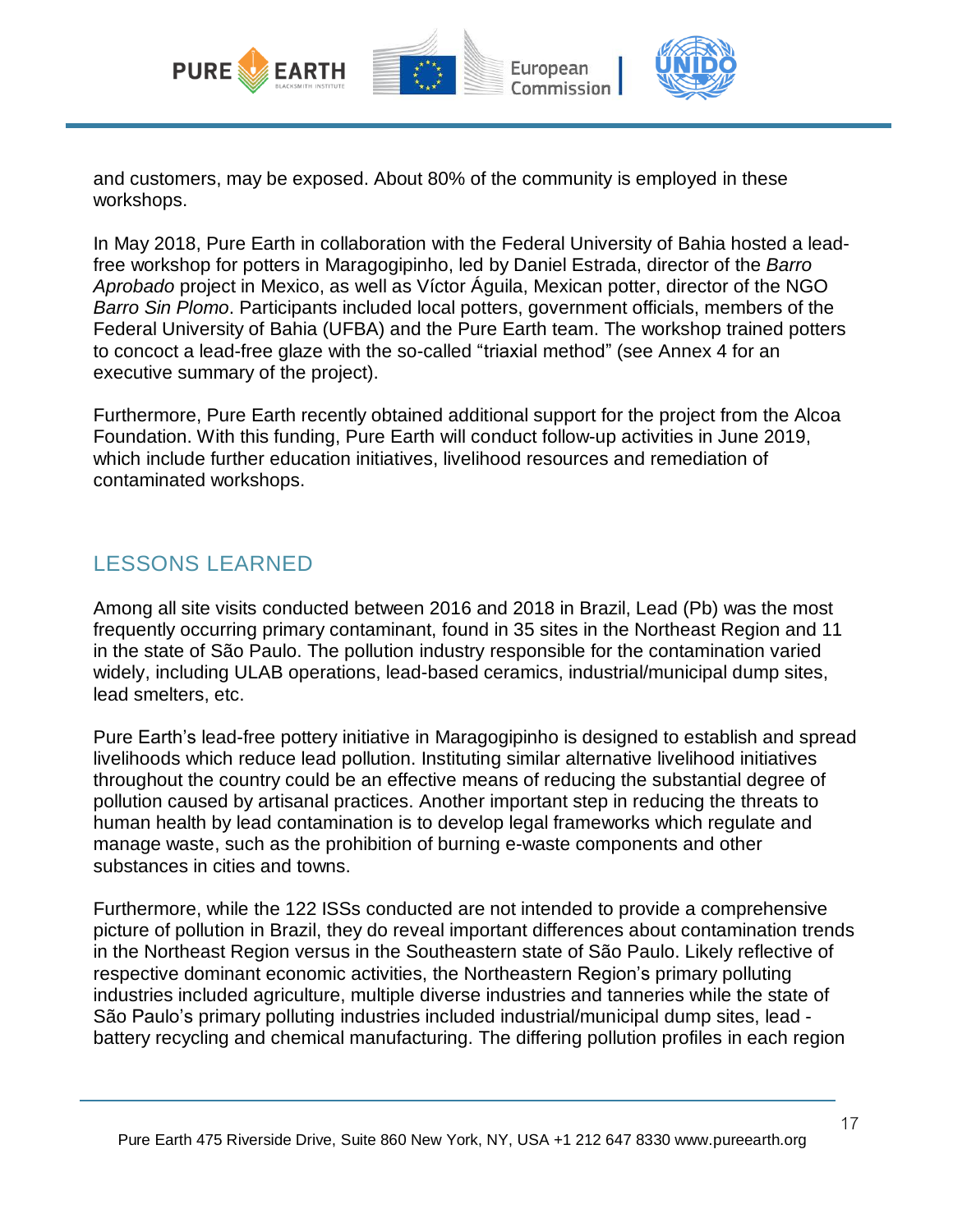and customers, may be exposed. About 80% of the community is employed in these workshops.

In May 2018, Pure Earth in collaboration with the Federal University of Bahia hosted a lead-free workshop for potters in Maragogipinho, led by Daniel Estrada, director of the *Barro Aprobado* project in Mexico, as well as Víctor Águila, Mexican potter, director of the NGO *Barro Sin Plomo*. Participants included local potters, government officials, members of the Federal University of Bahia (UFBA) and the Pure Earth team. The workshop trained potters to concoct a lead-free glaze with the so-called "triaxial method" (see Annex 4 for an executive summary of the project).

Furthermore, Pure Earth recently obtained additional support for the project from the Alcoa Foundation. With this funding, Pure Earth will conduct follow-up activities in June 2019, which include further education initiatives, livelihood resources and remediation of contaminated workshops.

## LESSONS LEARNED

Among all site visits conducted between 2016 and 2018 in Brazil, Lead (Pb) was the most frequently occurring primary contaminant, found in 35 sites in the Northeast Region and 11 in the state of São Paulo. The pollution industry responsible for the contamination varied widely, including ULAB operations, lead-based ceramics, industrial/municipal dump sites, lead smelters, etc.

Pure Earth's lead-free pottery initiative in Maragogipinho is designed to establish and spread livelihoods which reduce lead pollution. Instituting similar alternative livelihood initiatives throughout the country could be an effective means of reducing the substantial degree of pollution caused by artisanal practices. Another important step in reducing the threats to human health by lead contamination is to develop legal frameworks which regulate and manage waste, such as the prohibition of burning e-waste components and other substances in cities and towns.

Furthermore, while the 122 ISSs conducted are not intended to provide a comprehensive picture of pollution in Brazil, they do reveal important differences about contamination trends in the Northeast Region versus in the Southeastern state of São Paulo. Likely reflective of respective dominant economic activities, the Northeastern Region's primary polluting industries included agriculture, multiple diverse industries and tanneries while the state of São Paulo's primary polluting industries included industrial/municipal dump sites, lead - battery recycling and chemical manufacturing. The differing pollution profiles in each region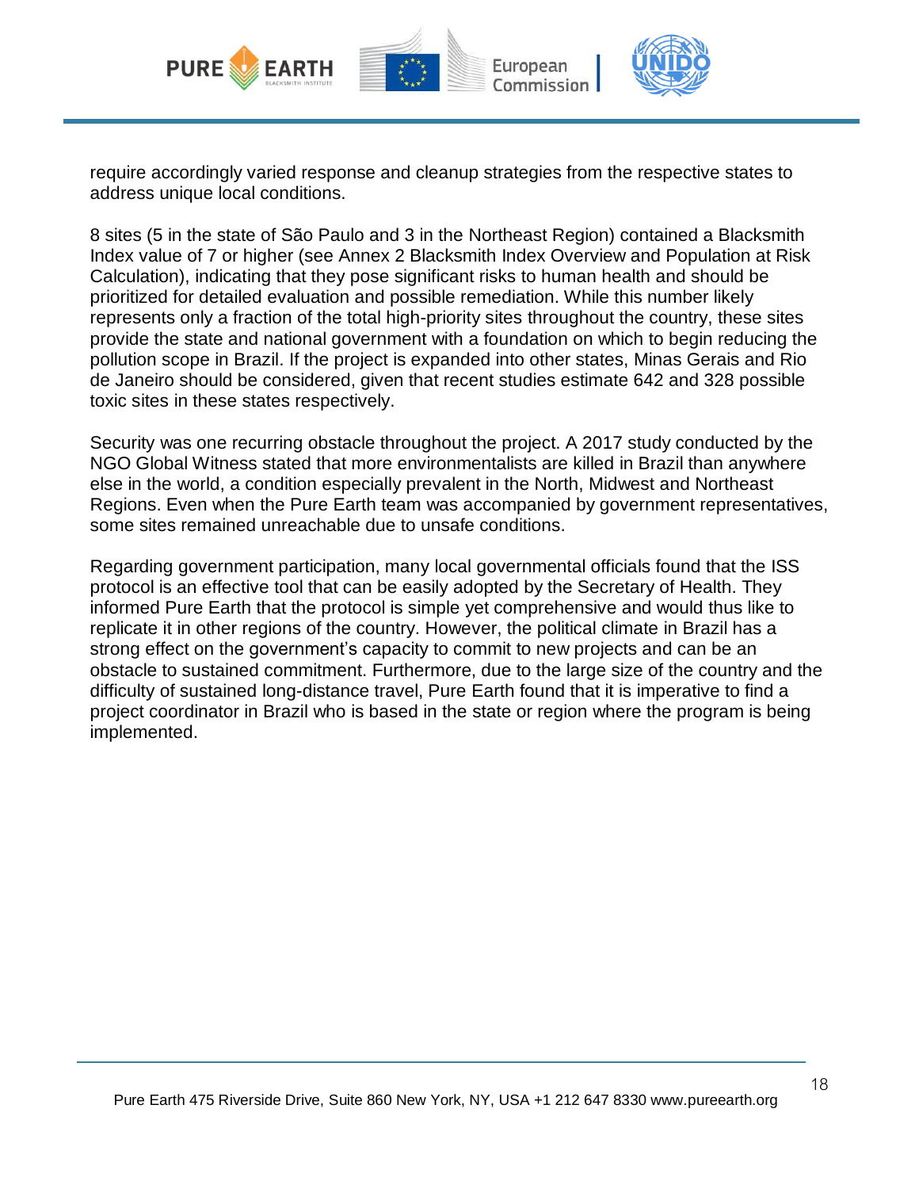require accordingly varied response and cleanup strategies from the respective states to address unique local conditions.

8 sites (5 in the state of São Paulo and 3 in the Northeast Region) contained a Blacksmith Index value of 7 or higher (see Annex 2 Blacksmith Index Overview and Population at Risk Calculation), indicating that they pose significant risks to human health and should be prioritized for detailed evaluation and possible remediation. While this number likely represents only a fraction of the total high-priority sites throughout the country, these sites provide the state and national government with a foundation on which to begin reducing the pollution scope in Brazil. If the project is expanded into other states, Minas Gerais and Rio de Janeiro should be considered, given that recent studies estimate 642 and 328 possible toxic sites in these states respectively.

Security was one recurring obstacle throughout the project. A 2017 study conducted by the NGO Global Witness stated that more environmentalists are killed in Brazil than anywhere else in the world, a condition especially prevalent in the North, Midwest and Northeast Regions. Even when the Pure Earth team was accompanied by government representatives, some sites remained unreachable due to unsafe conditions.

Regarding government participation, many local governmental officials found that the ISS protocol is an effective tool that can be easily adopted by the Secretary of Health. They informed Pure Earth that the protocol is simple yet comprehensive and would thus like to replicate it in other regions of the country. However, the political climate in Brazil has a strong effect on the government's capacity to commit to new projects and can be an obstacle to sustained commitment. Furthermore, due to the large size of the country and the difficulty of sustained long-distance travel, Pure Earth found that it is imperative to find a project coordinator in Brazil who is based in the state or region where the program is being implemented.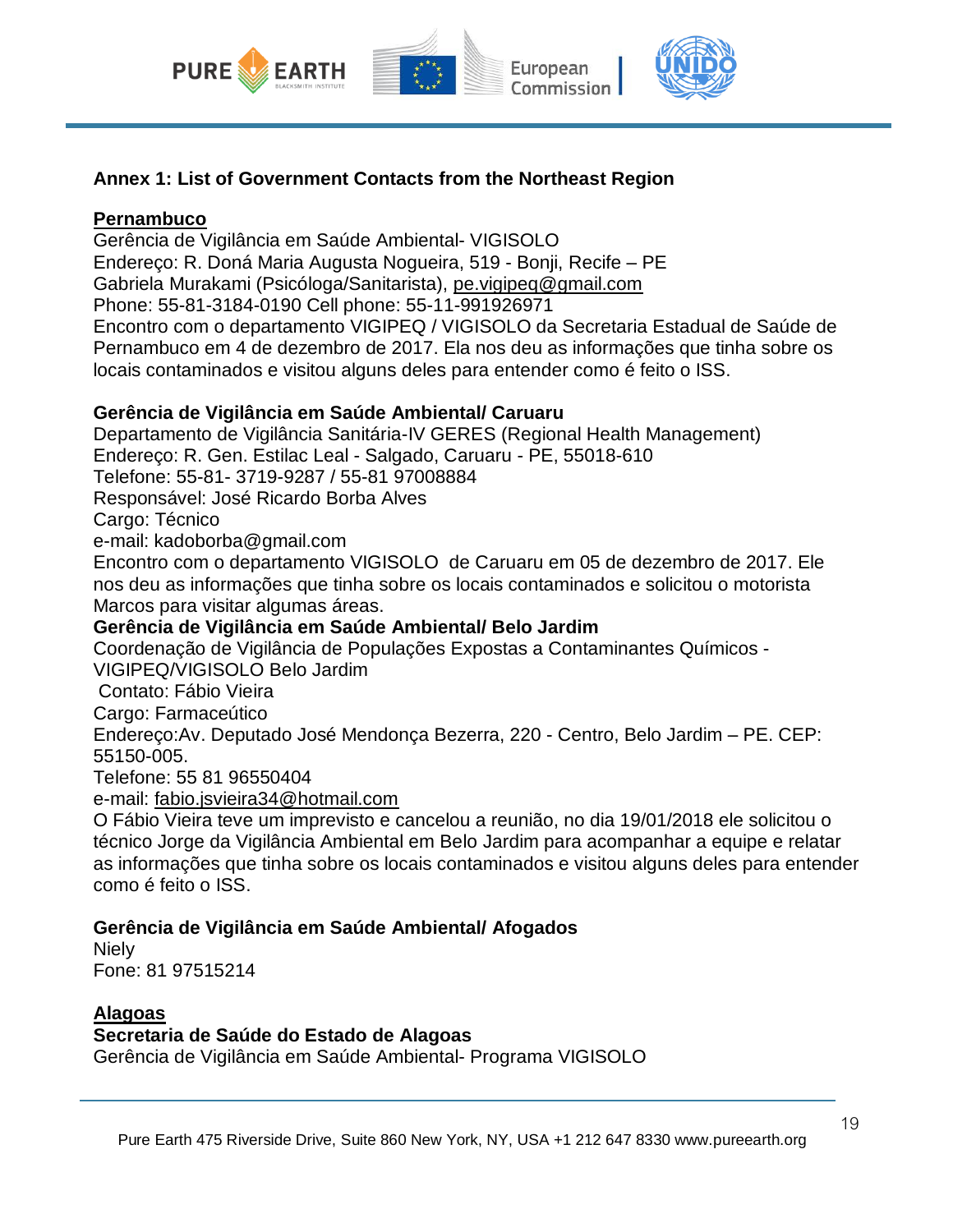## Annex 1: List of Government Contacts from the Northeast Region

### Pernambuco

Gerência de Vigilância em Saúde Ambiental- VIGISOLO
Endereço: R. Doná Maria Augusta Nogueira, 519 - Bonji, Recife – PE
Gabriela Murakami (Psicóloga/Sanitarista), pe.vigipeq@gmail.com
Phone: 55-81-3184-0190 Cell phone: 55-11-991926971
Encontro com o departamento VIGIPEQ / VIGISOLO da Secretaria Estadual de Saúde de Pernambuco em 4 de dezembro de 2017. Ela nos deu as informações que tinha sobre os locais contaminados e visitou alguns deles para entender como é feito o ISS.

**Gerência de Vigilância em Saúde Ambiental/ Caruaru**

Departamento de Vigilância Sanitária-IV GERES (Regional Health Management)
Endereço: R. Gen. Estilac Leal - Salgado, Caruaru - PE, 55018-610
Telefone: 55-81- 3719-9287 / 55-81 97008884
Responsável: José Ricardo Borba Alves
Cargo: Técnico
e-mail: kadoborba@gmail.com
Encontro com o departamento VIGISOLO de Caruaru em 05 de dezembro de 2017. Ele nos deu as informações que tinha sobre os locais contaminados e solicitou o motorista Marcos para visitar algumas áreas.

**Gerência de Vigilância em Saúde Ambiental/ Belo Jardim**

Coordenação de Vigilância de Populações Expostas a Contaminantes Químicos - VIGIPEQ/VIGISOLO Belo Jardim
Contato: Fábio Vieira
Cargo: Farmaceútico
Endereço:Av. Deputado José Mendonça Bezerra, 220 - Centro, Belo Jardim – PE. CEP: 55150-005.
Telefone: 55 81 96550404
e-mail: fabio.jsvieira34@hotmail.com
O Fábio Vieira teve um imprevisto e cancelou a reunião, no dia 19/01/2018 ele solicitou o técnico Jorge da Vigilância Ambiental em Belo Jardim para acompanhar a equipe e relatar as informações que tinha sobre os locais contaminados e visitou alguns deles para entender como é feito o ISS.

**Gerência de Vigilância em Saúde Ambiental/ Afogados**

Niely
Fone: 81 97515214

### Alagoas

**Secretaria de Saúde do Estado de Alagoas**

Gerência de Vigilância em Saúde Ambiental- Programa VIGISOLO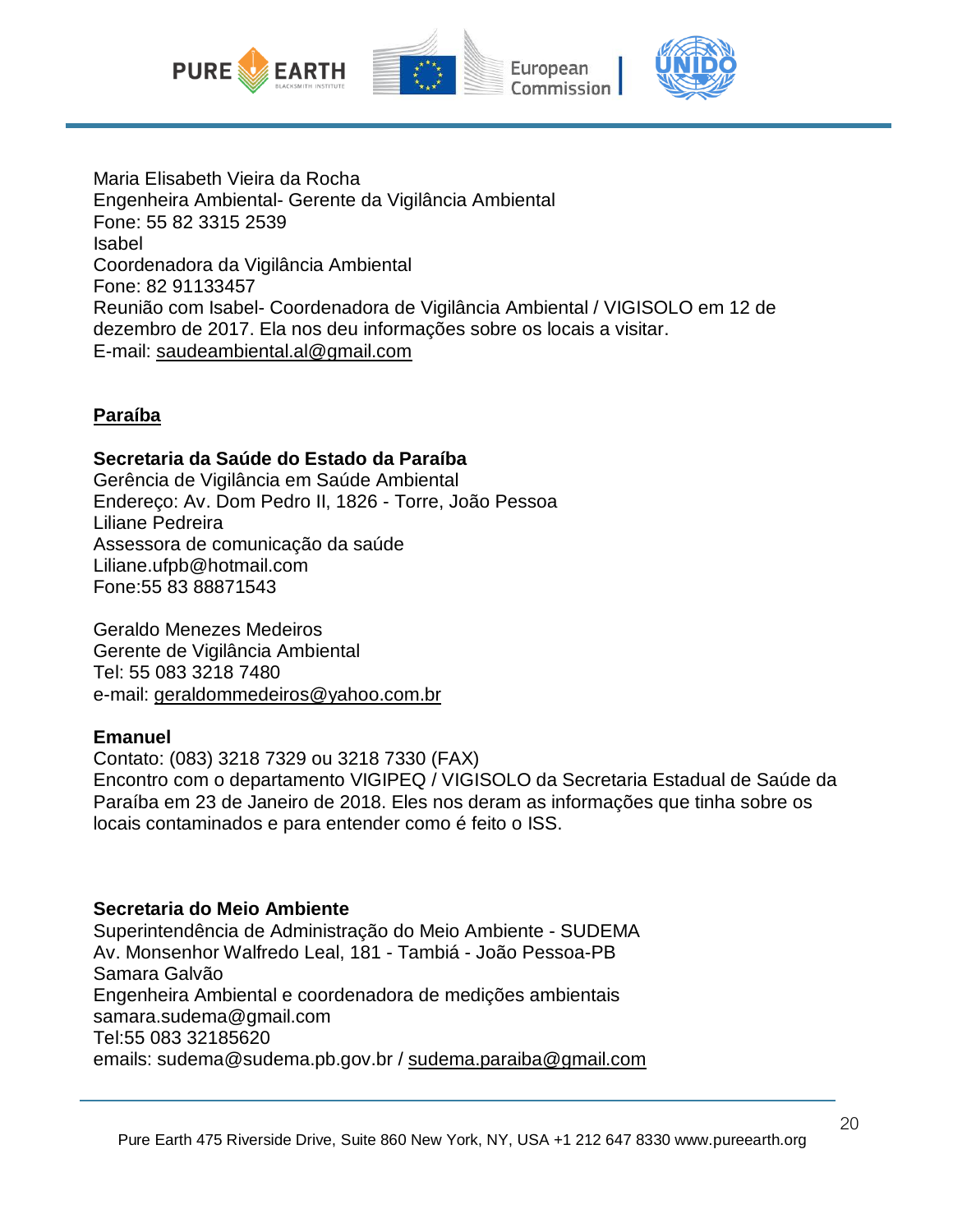Maria Elisabeth Vieira da Rocha
Engenheira Ambiental- Gerente da Vigilância Ambiental
Fone: 55 82 3315 2539
Isabel
Coordenadora da Vigilância Ambiental
Fone: 82 91133457
Reunião com Isabel- Coordenadora de Vigilância Ambiental / VIGISOLO em 12 de dezembro de 2017. Ela nos deu informações sobre os locais a visitar.
E-mail: saudeambiental.al@gmail.com

## Paraíba

**Secretaria da Saúde do Estado da Paraíba**
Gerência de Vigilância em Saúde Ambiental
Endereço: Av. Dom Pedro II, 1826 - Torre, João Pessoa
Liliane Pedreira
Assessora de comunicação da saúde
Liliane.ufpb@hotmail.com
Fone:55 83 88871543

Geraldo Menezes Medeiros
Gerente de Vigilância Ambiental
Tel: 55 083 3218 7480
e-mail: geraldommedeiros@yahoo.com.br

**Emanuel**
Contato: (083) 3218 7329 ou 3218 7330 (FAX)
Encontro com o departamento VIGIPEQ / VIGISOLO da Secretaria Estadual de Saúde da Paraíba em 23 de Janeiro de 2018. Eles nos deram as informações que tinha sobre os locais contaminados e para entender como é feito o ISS.

**Secretaria do Meio Ambiente**
Superintendência de Administração do Meio Ambiente - SUDEMA
Av. Monsenhor Walfredo Leal, 181 - Tambiá - João Pessoa-PB
Samara Galvão
Engenheira Ambiental e coordenadora de medições ambientais
samara.sudema@gmail.com
Tel:55 083 32185620
emails: sudema@sudema.pb.gov.br / sudema.paraiba@gmail.com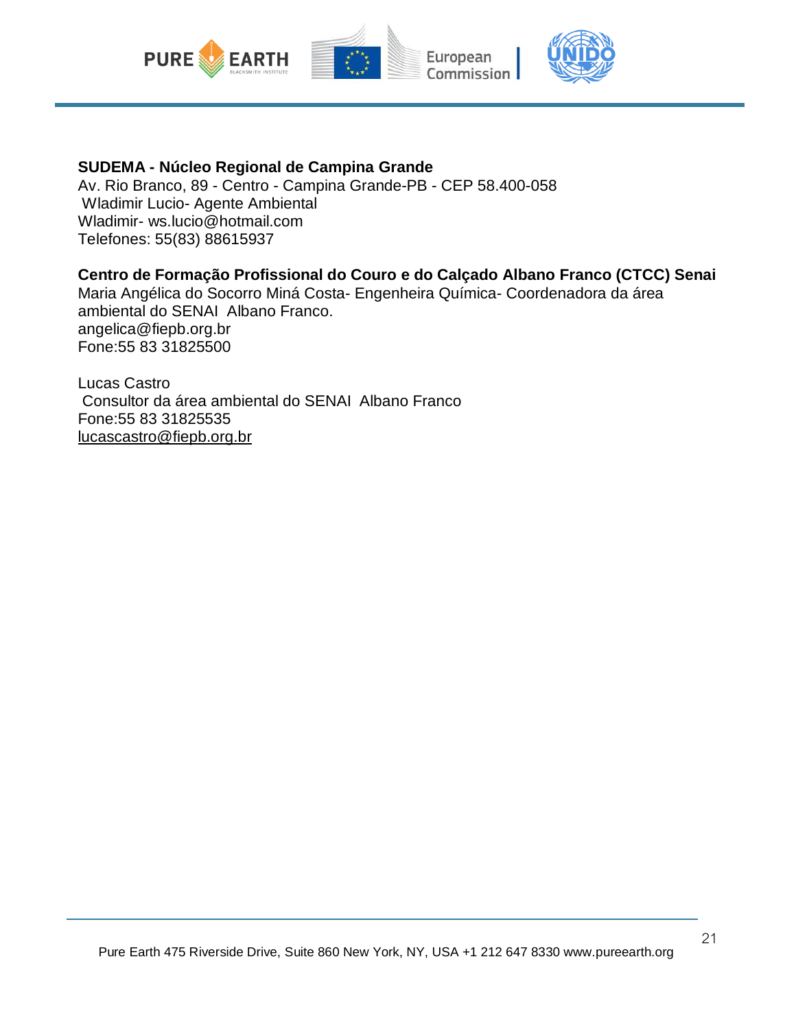**SUDEMA - Núcleo Regional de Campina Grande**
Av. Rio Branco, 89 - Centro - Campina Grande-PB - CEP 58.400-058
Wladimir Lucio- Agente Ambiental
Wladimir- ws.lucio@hotmail.com
Telefones: 55(83) 88615937

**Centro de Formação Profissional do Couro e do Calçado Albano Franco (CTCC) Senai**
Maria Angélica do Socorro Miná Costa- Engenheira Química- Coordenadora da área ambiental do SENAI Albano Franco.
angelica@fiepb.org.br
Fone:55 83 31825500

Lucas Castro
Consultor da área ambiental do SENAI Albano Franco
Fone:55 83 31825535
lucascastro@fiepb.org.br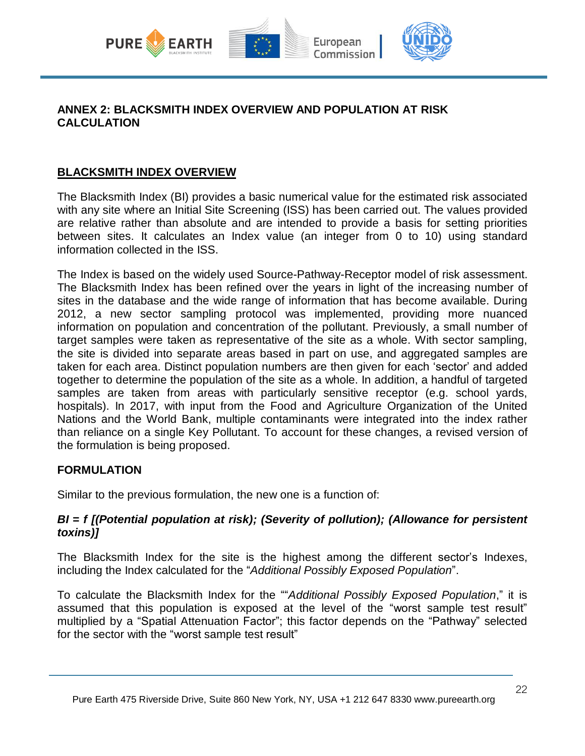## ANNEX 2: BLACKSMITH INDEX OVERVIEW AND POPULATION AT RISK CALCULATION

### BLACKSMITH INDEX OVERVIEW

The Blacksmith Index (BI) provides a basic numerical value for the estimated risk associated with any site where an Initial Site Screening (ISS) has been carried out. The values provided are relative rather than absolute and are intended to provide a basis for setting priorities between sites. It calculates an Index value (an integer from 0 to 10) using standard information collected in the ISS.

The Index is based on the widely used Source-Pathway-Receptor model of risk assessment. The Blacksmith Index has been refined over the years in light of the increasing number of sites in the database and the wide range of information that has become available. During 2012, a new sector sampling protocol was implemented, providing more nuanced information on population and concentration of the pollutant. Previously, a small number of target samples were taken as representative of the site as a whole. With sector sampling, the site is divided into separate areas based in part on use, and aggregated samples are taken for each area. Distinct population numbers are then given for each 'sector' and added together to determine the population of the site as a whole. In addition, a handful of targeted samples are taken from areas with particularly sensitive receptor (e.g. school yards, hospitals). In 2017, with input from the Food and Agriculture Organization of the United Nations and the World Bank, multiple contaminants were integrated into the index rather than reliance on a single Key Pollutant. To account for these changes, a revised version of the formulation is being proposed.

#### FORMULATION

Similar to the previous formulation, the new one is a function of:

***BI = f [(Potential population at risk); (Severity of pollution); (Allowance for persistent toxins)]***

The Blacksmith Index for the site is the highest among the different sector's Indexes, including the Index calculated for the "*Additional Possibly Exposed Population*".

To calculate the Blacksmith Index for the ""*Additional Possibly Exposed Population*," it is assumed that this population is exposed at the level of the "worst sample test result" multiplied by a "Spatial Attenuation Factor"; this factor depends on the "Pathway" selected for the sector with the "worst sample test result"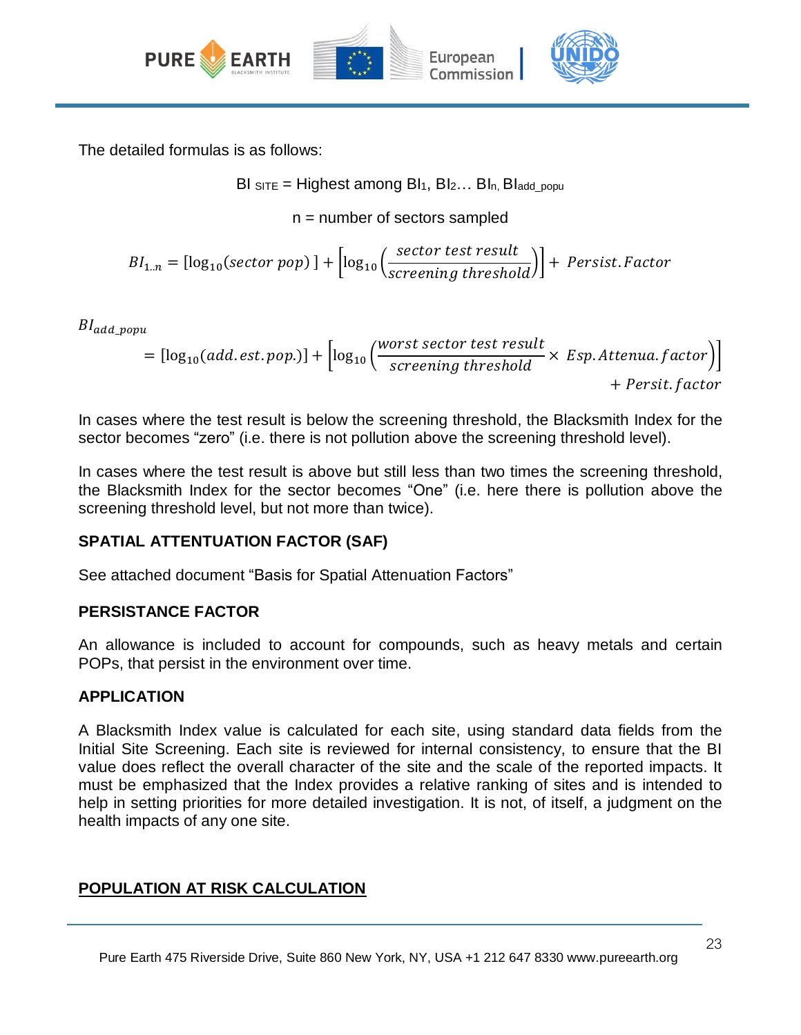The detailed formulas is as follows:

$$BI_{SITE} = \text{Highest among } BI_1, BI_2 \ldots BI_n, BI_{add\_popu}$$

n = number of sectors sampled

$$BI_{1..n} = [\log_{10}(sector\ pop)\ ] + \left[\log_{10}\left(\frac{sector\ test\ result}{screening\ threshold}\right)\right] + Persist.Factor$$

$$BI_{add\_popu} = [\log_{10}(add.est.pop.)] + \left[\log_{10}\left(\frac{worst\ sector\ test\ result}{screening\ threshold} \times Esp.Attenua.factor\right)\right] + Persit.factor$$

In cases where the test result is below the screening threshold, the Blacksmith Index for the sector becomes "zero" (i.e. there is not pollution above the screening threshold level).

In cases where the test result is above but still less than two times the screening threshold, the Blacksmith Index for the sector becomes "One" (i.e. here there is pollution above the screening threshold level, but not more than twice).

**SPATIAL ATTENTUATION FACTOR (SAF)**

See attached document "Basis for Spatial Attenuation Factors"

**PERSISTANCE FACTOR**

An allowance is included to account for compounds, such as heavy metals and certain POPs, that persist in the environment over time.

**APPLICATION**

A Blacksmith Index value is calculated for each site, using standard data fields from the Initial Site Screening. Each site is reviewed for internal consistency, to ensure that the BI value does reflect the overall character of the site and the scale of the reported impacts. It must be emphasized that the Index provides a relative ranking of sites and is intended to help in setting priorities for more detailed investigation. It is not, of itself, a judgment on the health impacts of any one site.

**POPULATION AT RISK CALCULATION**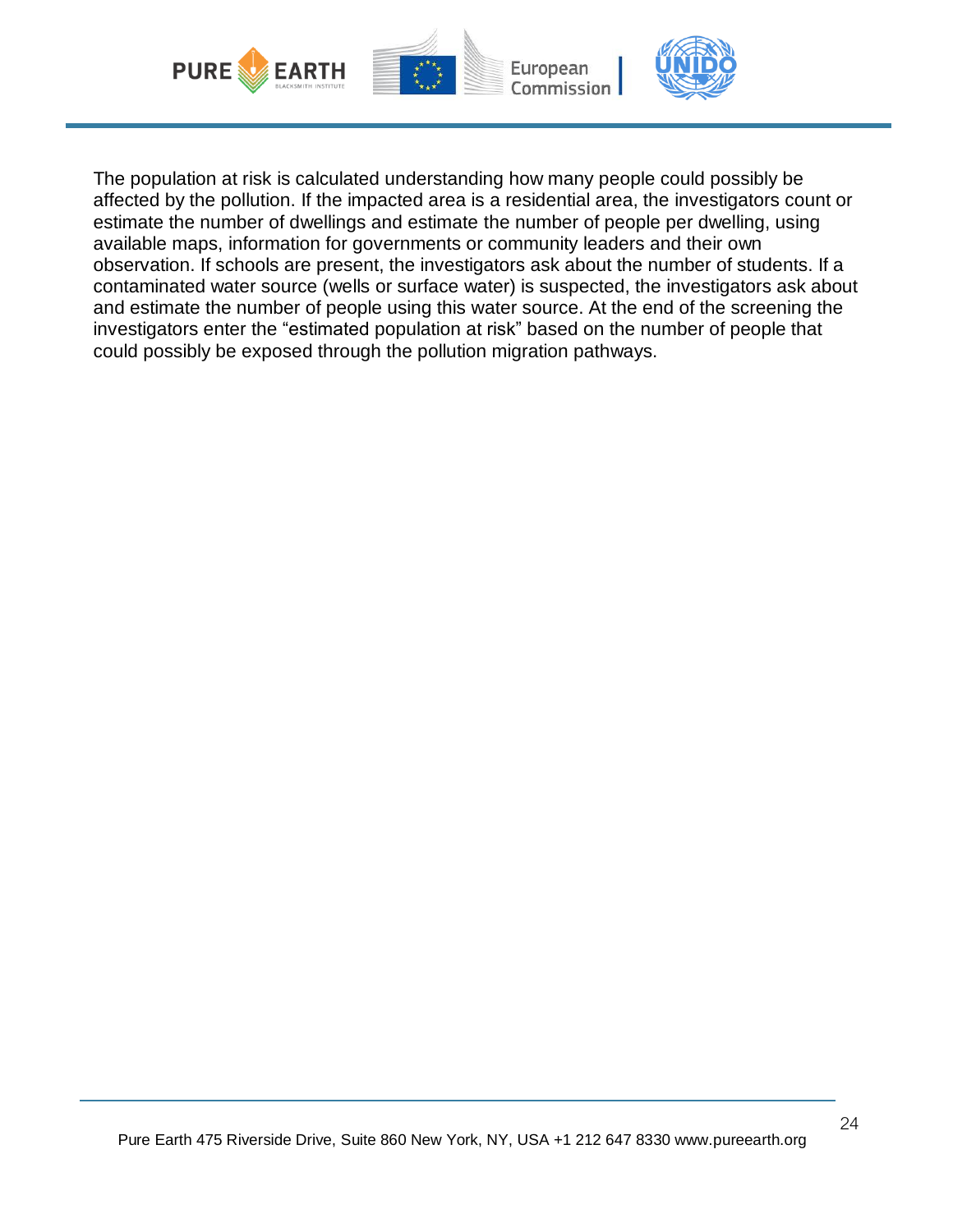The population at risk is calculated understanding how many people could possibly be affected by the pollution. If the impacted area is a residential area, the investigators count or estimate the number of dwellings and estimate the number of people per dwelling, using available maps, information for governments or community leaders and their own observation. If schools are present, the investigators ask about the number of students. If a contaminated water source (wells or surface water) is suspected, the investigators ask about and estimate the number of people using this water source. At the end of the screening the investigators enter the "estimated population at risk" based on the number of people that could possibly be exposed through the pollution migration pathways.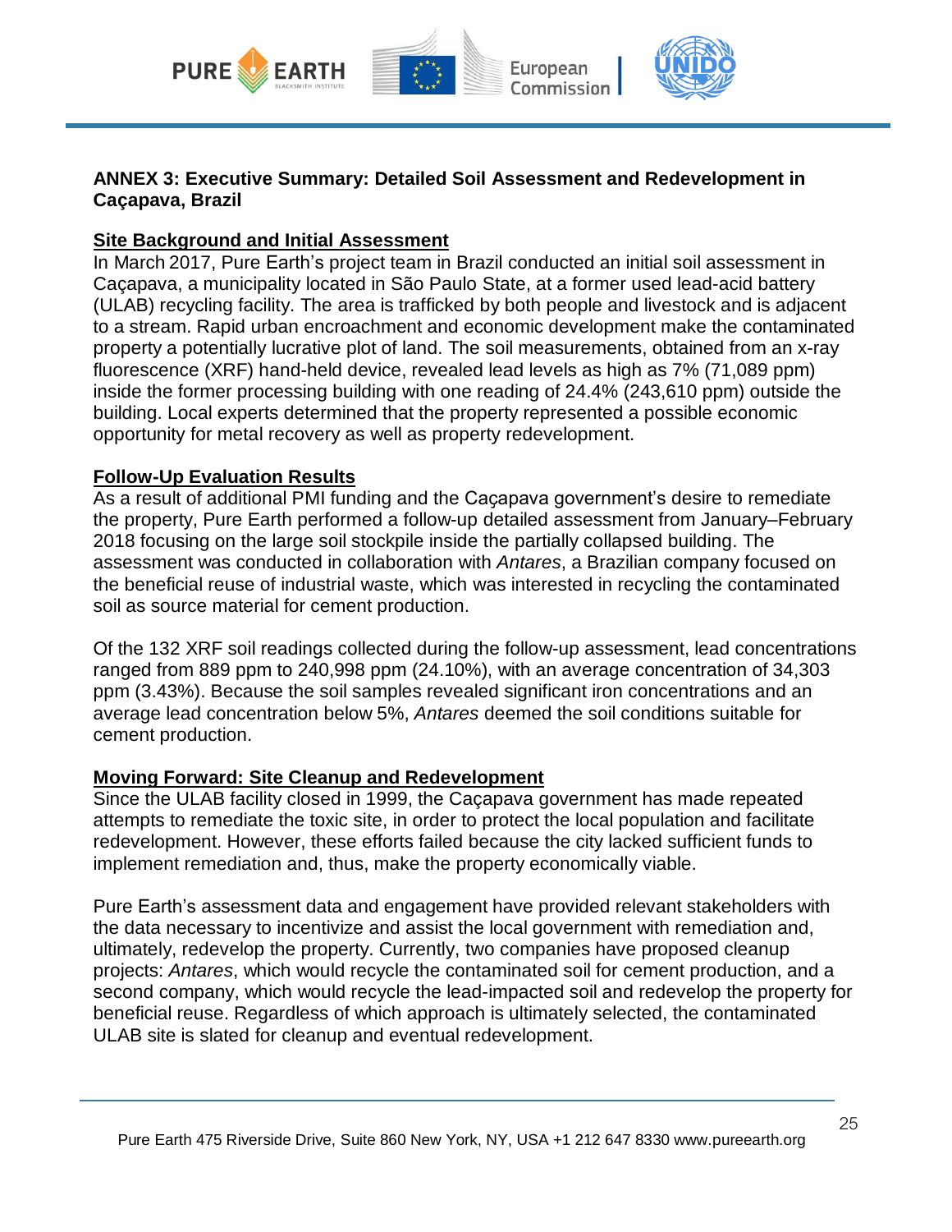## ANNEX 3: Executive Summary: Detailed Soil Assessment and Redevelopment in Caçapava, Brazil

**Site Background and Initial Assessment**

In March 2017, Pure Earth's project team in Brazil conducted an initial soil assessment in Caçapava, a municipality located in São Paulo State, at a former used lead-acid battery (ULAB) recycling facility. The area is trafficked by both people and livestock and is adjacent to a stream. Rapid urban encroachment and economic development make the contaminated property a potentially lucrative plot of land. The soil measurements, obtained from an x-ray fluorescence (XRF) hand-held device, revealed lead levels as high as 7% (71,089 ppm) inside the former processing building with one reading of 24.4% (243,610 ppm) outside the building. Local experts determined that the property represented a possible economic opportunity for metal recovery as well as property redevelopment.

**Follow-Up Evaluation Results**

As a result of additional PMI funding and the Caçapava government's desire to remediate the property, Pure Earth performed a follow-up detailed assessment from January–February 2018 focusing on the large soil stockpile inside the partially collapsed building. The assessment was conducted in collaboration with *Antares*, a Brazilian company focused on the beneficial reuse of industrial waste, which was interested in recycling the contaminated soil as source material for cement production.

Of the 132 XRF soil readings collected during the follow-up assessment, lead concentrations ranged from 889 ppm to 240,998 ppm (24.10%), with an average concentration of 34,303 ppm (3.43%). Because the soil samples revealed significant iron concentrations and an average lead concentration below 5%, *Antares* deemed the soil conditions suitable for cement production.

**Moving Forward: Site Cleanup and Redevelopment**

Since the ULAB facility closed in 1999, the Caçapava government has made repeated attempts to remediate the toxic site, in order to protect the local population and facilitate redevelopment. However, these efforts failed because the city lacked sufficient funds to implement remediation and, thus, make the property economically viable.

Pure Earth's assessment data and engagement have provided relevant stakeholders with the data necessary to incentivize and assist the local government with remediation and, ultimately, redevelop the property. Currently, two companies have proposed cleanup projects: *Antares*, which would recycle the contaminated soil for cement production, and a second company, which would recycle the lead-impacted soil and redevelop the property for beneficial reuse. Regardless of which approach is ultimately selected, the contaminated ULAB site is slated for cleanup and eventual redevelopment.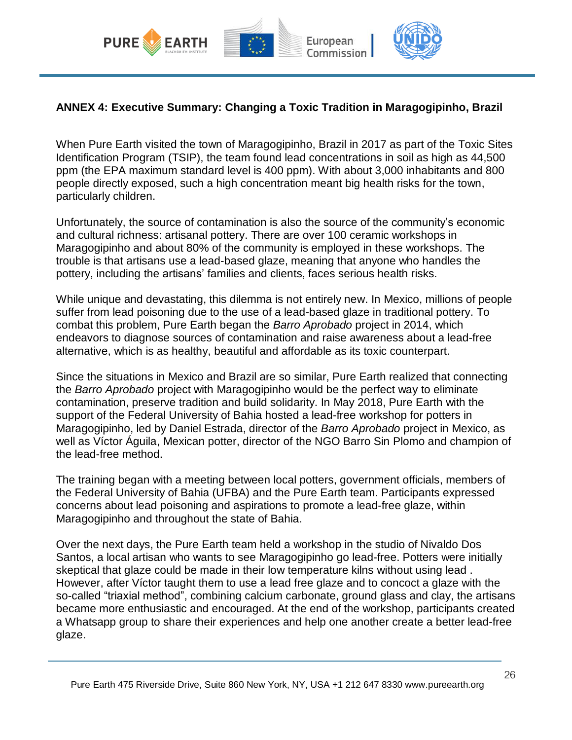**ANNEX 4: Executive Summary: Changing a Toxic Tradition in Maragogipinho, Brazil**

When Pure Earth visited the town of Maragogipinho, Brazil in 2017 as part of the Toxic Sites Identification Program (TSIP), the team found lead concentrations in soil as high as 44,500 ppm (the EPA maximum standard level is 400 ppm). With about 3,000 inhabitants and 800 people directly exposed, such a high concentration meant big health risks for the town, particularly children.

Unfortunately, the source of contamination is also the source of the community's economic and cultural richness: artisanal pottery. There are over 100 ceramic workshops in Maragogipinho and about 80% of the community is employed in these workshops. The trouble is that artisans use a lead-based glaze, meaning that anyone who handles the pottery, including the artisans' families and clients, faces serious health risks.

While unique and devastating, this dilemma is not entirely new. In Mexico, millions of people suffer from lead poisoning due to the use of a lead-based glaze in traditional pottery. To combat this problem, Pure Earth began the *Barro Aprobado* project in 2014, which endeavors to diagnose sources of contamination and raise awareness about a lead-free alternative, which is as healthy, beautiful and affordable as its toxic counterpart.

Since the situations in Mexico and Brazil are so similar, Pure Earth realized that connecting the *Barro Aprobado* project with Maragogipinho would be the perfect way to eliminate contamination, preserve tradition and build solidarity. In May 2018, Pure Earth with the support of the Federal University of Bahia hosted a lead-free workshop for potters in Maragogipinho, led by Daniel Estrada, director of the *Barro Aprobado* project in Mexico, as well as Víctor Águila, Mexican potter, director of the NGO Barro Sin Plomo and champion of the lead-free method.

The training began with a meeting between local potters, government officials, members of the Federal University of Bahia (UFBA) and the Pure Earth team. Participants expressed concerns about lead poisoning and aspirations to promote a lead-free glaze, within Maragogipinho and throughout the state of Bahia.

Over the next days, the Pure Earth team held a workshop in the studio of Nivaldo Dos Santos, a local artisan who wants to see Maragogipinho go lead-free. Potters were initially skeptical that glaze could be made in their low temperature kilns without using lead . However, after Víctor taught them to use a lead free glaze and to concoct a glaze with the so-called "triaxial method", combining calcium carbonate, ground glass and clay, the artisans became more enthusiastic and encouraged. At the end of the workshop, participants created a Whatsapp group to share their experiences and help one another create a better lead-free glaze.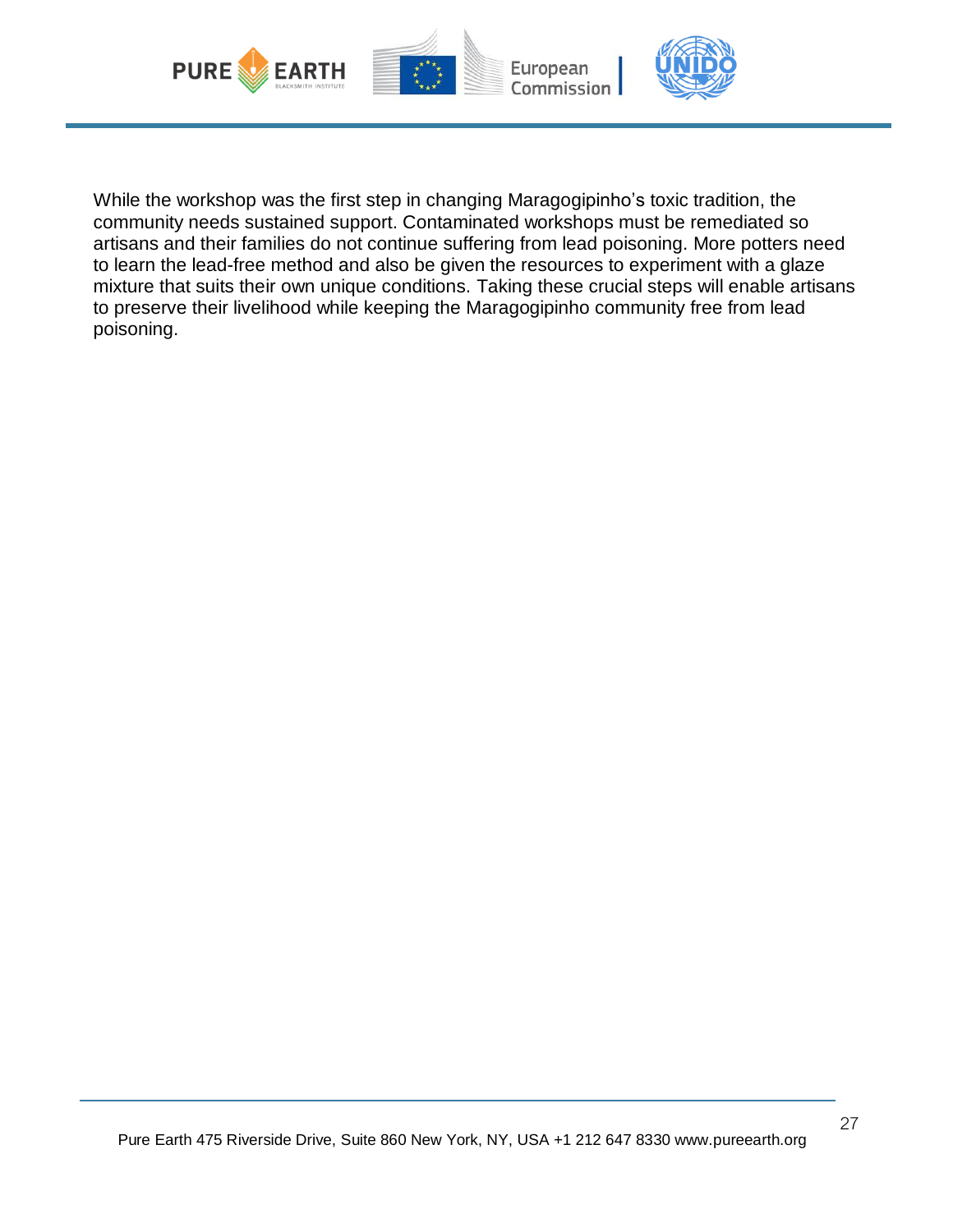While the workshop was the first step in changing Maragogipinho's toxic tradition, the community needs sustained support. Contaminated workshops must be remediated so artisans and their families do not continue suffering from lead poisoning. More potters need to learn the lead-free method and also be given the resources to experiment with a glaze mixture that suits their own unique conditions. Taking these crucial steps will enable artisans to preserve their livelihood while keeping the Maragogipinho community free from lead poisoning.